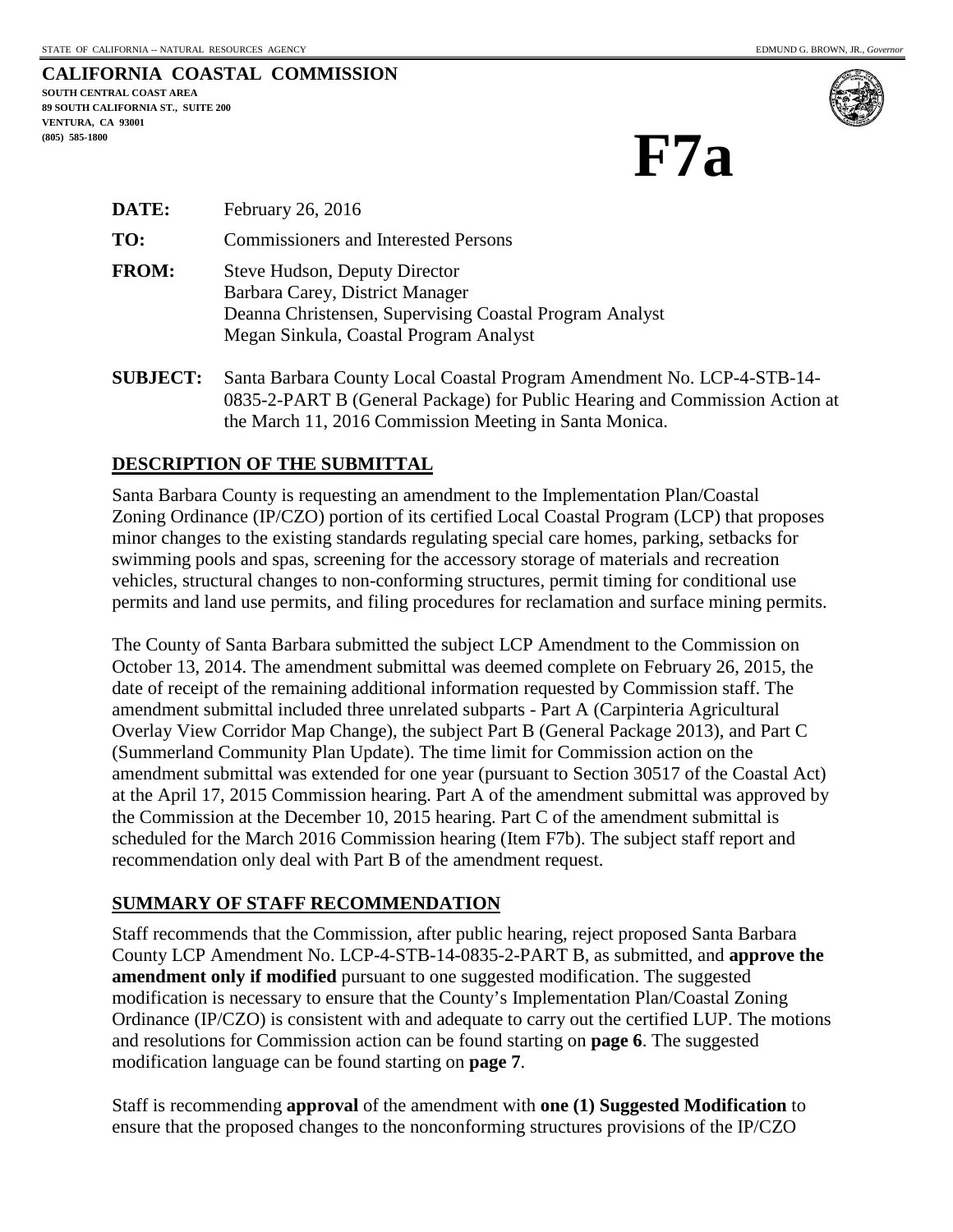STATE OF CALIFORNIA -- NATURAL RESOURCES AGENCY EDMUND G. BROWN, JR., *Governor*

**CALIFORNIA COASTAL COMMISSION**
**SOUTH CENTRAL COAST AREA**
**89 SOUTH CALIFORNIA ST., SUITE 200**
**VENTURA, CA 93001**
**(805) 585-1800**

# F7a

**DATE:** February 26, 2016

**TO:** Commissioners and Interested Persons

**FROM:** Steve Hudson, Deputy Director
Barbara Carey, District Manager
Deanna Christensen, Supervising Coastal Program Analyst
Megan Sinkula, Coastal Program Analyst

**SUBJECT:** Santa Barbara County Local Coastal Program Amendment No. LCP-4-STB-14-0835-2-PART B (General Package) for Public Hearing and Commission Action at the March 11, 2016 Commission Meeting in Santa Monica.

## DESCRIPTION OF THE SUBMITTAL

Santa Barbara County is requesting an amendment to the Implementation Plan/Coastal Zoning Ordinance (IP/CZO) portion of its certified Local Coastal Program (LCP) that proposes minor changes to the existing standards regulating special care homes, parking, setbacks for swimming pools and spas, screening for the accessory storage of materials and recreation vehicles, structural changes to non-conforming structures, permit timing for conditional use permits and land use permits, and filing procedures for reclamation and surface mining permits.

The County of Santa Barbara submitted the subject LCP Amendment to the Commission on October 13, 2014. The amendment submittal was deemed complete on February 26, 2015, the date of receipt of the remaining additional information requested by Commission staff. The amendment submittal included three unrelated subparts - Part A (Carpinteria Agricultural Overlay View Corridor Map Change), the subject Part B (General Package 2013), and Part C (Summerland Community Plan Update). The time limit for Commission action on the amendment submittal was extended for one year (pursuant to Section 30517 of the Coastal Act) at the April 17, 2015 Commission hearing. Part A of the amendment submittal was approved by the Commission at the December 10, 2015 hearing. Part C of the amendment submittal is scheduled for the March 2016 Commission hearing (Item F7b). The subject staff report and recommendation only deal with Part B of the amendment request.

## SUMMARY OF STAFF RECOMMENDATION

Staff recommends that the Commission, after public hearing, reject proposed Santa Barbara County LCP Amendment No. LCP-4-STB-14-0835-2-PART B, as submitted, and **approve the amendment only if modified** pursuant to one suggested modification. The suggested modification is necessary to ensure that the County's Implementation Plan/Coastal Zoning Ordinance (IP/CZO) is consistent with and adequate to carry out the certified LUP. The motions and resolutions for Commission action can be found starting on **page 6**. The suggested modification language can be found starting on **page 7**.

Staff is recommending **approval** of the amendment with **one (1) Suggested Modification** to ensure that the proposed changes to the nonconforming structures provisions of the IP/CZO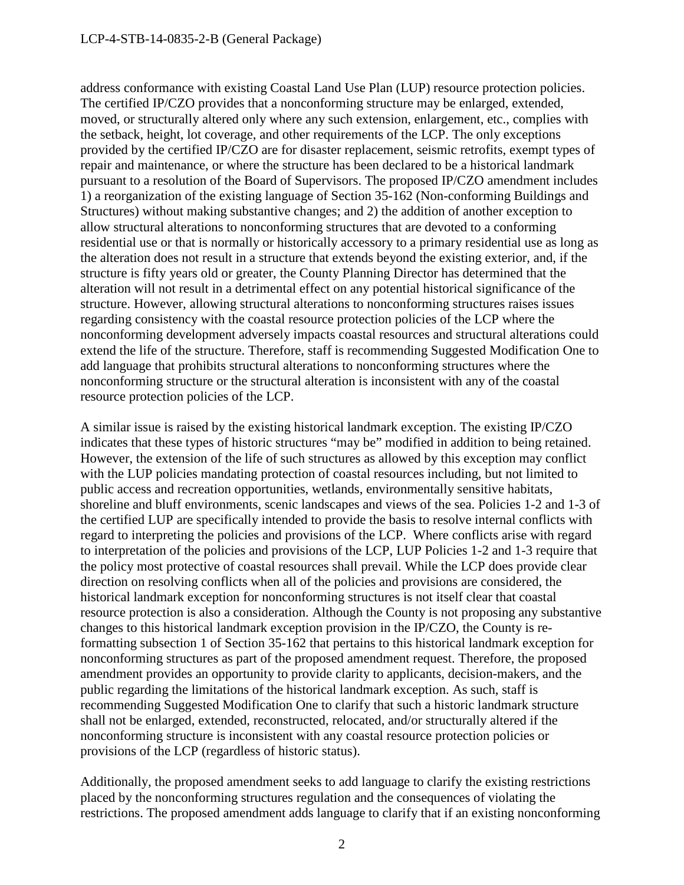address conformance with existing Coastal Land Use Plan (LUP) resource protection policies. The certified IP/CZO provides that a nonconforming structure may be enlarged, extended, moved, or structurally altered only where any such extension, enlargement, etc., complies with the setback, height, lot coverage, and other requirements of the LCP. The only exceptions provided by the certified IP/CZO are for disaster replacement, seismic retrofits, exempt types of repair and maintenance, or where the structure has been declared to be a historical landmark pursuant to a resolution of the Board of Supervisors. The proposed IP/CZO amendment includes 1) a reorganization of the existing language of Section 35-162 (Non-conforming Buildings and Structures) without making substantive changes; and 2) the addition of another exception to allow structural alterations to nonconforming structures that are devoted to a conforming residential use or that is normally or historically accessory to a primary residential use as long as the alteration does not result in a structure that extends beyond the existing exterior, and, if the structure is fifty years old or greater, the County Planning Director has determined that the alteration will not result in a detrimental effect on any potential historical significance of the structure. However, allowing structural alterations to nonconforming structures raises issues regarding consistency with the coastal resource protection policies of the LCP where the nonconforming development adversely impacts coastal resources and structural alterations could extend the life of the structure. Therefore, staff is recommending Suggested Modification One to add language that prohibits structural alterations to nonconforming structures where the nonconforming structure or the structural alteration is inconsistent with any of the coastal resource protection policies of the LCP.

A similar issue is raised by the existing historical landmark exception. The existing IP/CZO indicates that these types of historic structures "may be" modified in addition to being retained. However, the extension of the life of such structures as allowed by this exception may conflict with the LUP policies mandating protection of coastal resources including, but not limited to public access and recreation opportunities, wetlands, environmentally sensitive habitats, shoreline and bluff environments, scenic landscapes and views of the sea. Policies 1-2 and 1-3 of the certified LUP are specifically intended to provide the basis to resolve internal conflicts with regard to interpreting the policies and provisions of the LCP. Where conflicts arise with regard to interpretation of the policies and provisions of the LCP, LUP Policies 1-2 and 1-3 require that the policy most protective of coastal resources shall prevail. While the LCP does provide clear direction on resolving conflicts when all of the policies and provisions are considered, the historical landmark exception for nonconforming structures is not itself clear that coastal resource protection is also a consideration. Although the County is not proposing any substantive changes to this historical landmark exception provision in the IP/CZO, the County is re-formatting subsection 1 of Section 35-162 that pertains to this historical landmark exception for nonconforming structures as part of the proposed amendment request. Therefore, the proposed amendment provides an opportunity to provide clarity to applicants, decision-makers, and the public regarding the limitations of the historical landmark exception. As such, staff is recommending Suggested Modification One to clarify that such a historic landmark structure shall not be enlarged, extended, reconstructed, relocated, and/or structurally altered if the nonconforming structure is inconsistent with any coastal resource protection policies or provisions of the LCP (regardless of historic status).

Additionally, the proposed amendment seeks to add language to clarify the existing restrictions placed by the nonconforming structures regulation and the consequences of violating the restrictions. The proposed amendment adds language to clarify that if an existing nonconforming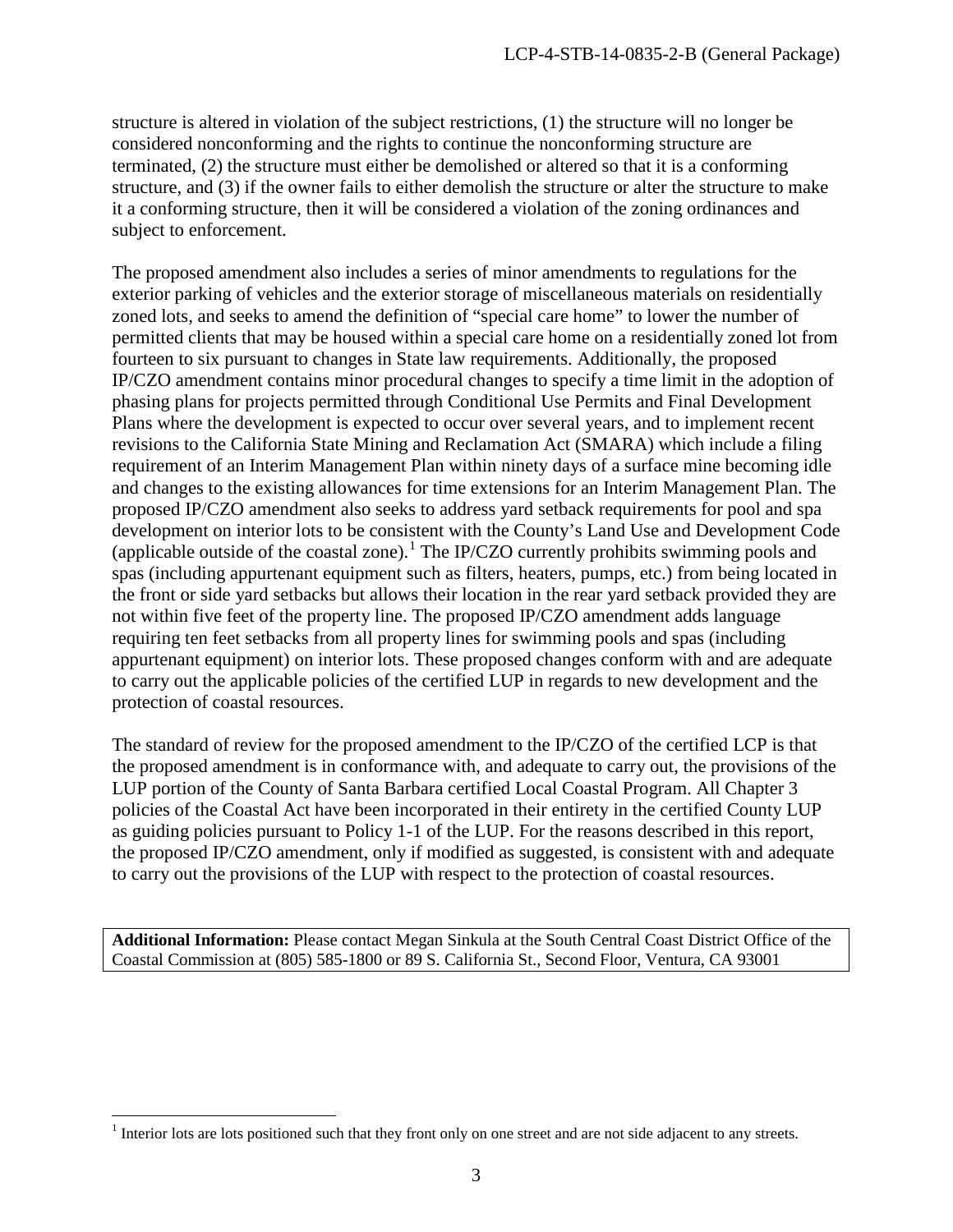structure is altered in violation of the subject restrictions, (1) the structure will no longer be considered nonconforming and the rights to continue the nonconforming structure are terminated, (2) the structure must either be demolished or altered so that it is a conforming structure, and (3) if the owner fails to either demolish the structure or alter the structure to make it a conforming structure, then it will be considered a violation of the zoning ordinances and subject to enforcement.

The proposed amendment also includes a series of minor amendments to regulations for the exterior parking of vehicles and the exterior storage of miscellaneous materials on residentially zoned lots, and seeks to amend the definition of "special care home" to lower the number of permitted clients that may be housed within a special care home on a residentially zoned lot from fourteen to six pursuant to changes in State law requirements. Additionally, the proposed IP/CZO amendment contains minor procedural changes to specify a time limit in the adoption of phasing plans for projects permitted through Conditional Use Permits and Final Development Plans where the development is expected to occur over several years, and to implement recent revisions to the California State Mining and Reclamation Act (SMARA) which include a filing requirement of an Interim Management Plan within ninety days of a surface mine becoming idle and changes to the existing allowances for time extensions for an Interim Management Plan. The proposed IP/CZO amendment also seeks to address yard setback requirements for pool and spa development on interior lots to be consistent with the County's Land Use and Development Code (applicable outside of the coastal zone).[1] The IP/CZO currently prohibits swimming pools and spas (including appurtenant equipment such as filters, heaters, pumps, etc.) from being located in the front or side yard setbacks but allows their location in the rear yard setback provided they are not within five feet of the property line. The proposed IP/CZO amendment adds language requiring ten feet setbacks from all property lines for swimming pools and spas (including appurtenant equipment) on interior lots. These proposed changes conform with and are adequate to carry out the applicable policies of the certified LUP in regards to new development and the protection of coastal resources.

The standard of review for the proposed amendment to the IP/CZO of the certified LCP is that the proposed amendment is in conformance with, and adequate to carry out, the provisions of the LUP portion of the County of Santa Barbara certified Local Coastal Program. All Chapter 3 policies of the Coastal Act have been incorporated in their entirety in the certified County LUP as guiding policies pursuant to Policy 1-1 of the LUP. For the reasons described in this report, the proposed IP/CZO amendment, only if modified as suggested, is consistent with and adequate to carry out the provisions of the LUP with respect to the protection of coastal resources.

**Additional Information:** Please contact Megan Sinkula at the South Central Coast District Office of the Coastal Commission at (805) 585-1800 or 89 S. California St., Second Floor, Ventura, CA 93001

[1] Interior lots are lots positioned such that they front only on one street and are not side adjacent to any streets.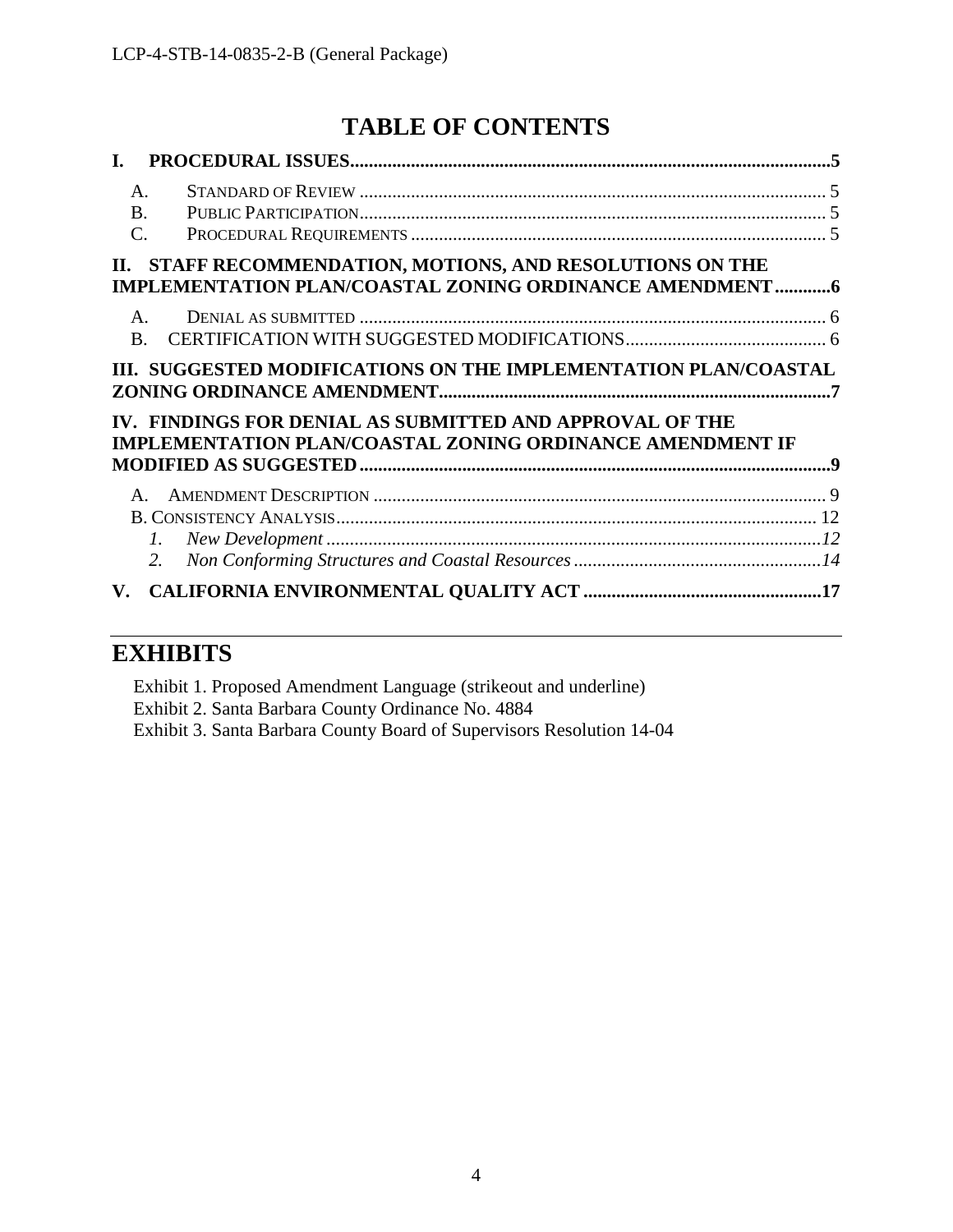# TABLE OF CONTENTS

**I. PROCEDURAL ISSUES......................................................................................................5**

- A. STANDARD OF REVIEW ................................................................................................... 5
- B. PUBLIC PARTICIPATION.................................................................................................. 5
- C. PROCEDURAL REQUIREMENTS ....................................................................................... 5

**II. STAFF RECOMMENDATION, MOTIONS, AND RESOLUTIONS ON THE IMPLEMENTATION PLAN/COASTAL ZONING ORDINANCE AMENDMENT............6**

- A. DENIAL AS SUBMITTED ................................................................................................... 6
- B. CERTIFICATION WITH SUGGESTED MODIFICATIONS.......................................... 6

**III. SUGGESTED MODIFICATIONS ON THE IMPLEMENTATION PLAN/COASTAL ZONING ORDINANCE AMENDMENT..................................................................................7**

**IV. FINDINGS FOR DENIAL AS SUBMITTED AND APPROVAL OF THE IMPLEMENTATION PLAN/COASTAL ZONING ORDINANCE AMENDMENT IF MODIFIED AS SUGGESTED....................................................................................................9**

- A. AMENDMENT DESCRIPTION ............................................................................................... 9
- B. CONSISTENCY ANALYSIS..................................................................................................... 12
  1. *New Development .........................................................................................................12*
  2. *Non Conforming Structures and Coastal Resources .....................................................14*

**V. CALIFORNIA ENVIRONMENTAL QUALITY ACT ..................................................17**

---

# EXHIBITS

Exhibit 1. Proposed Amendment Language (strikeout and underline)
Exhibit 2. Santa Barbara County Ordinance No. 4884
Exhibit 3. Santa Barbara County Board of Supervisors Resolution 14-04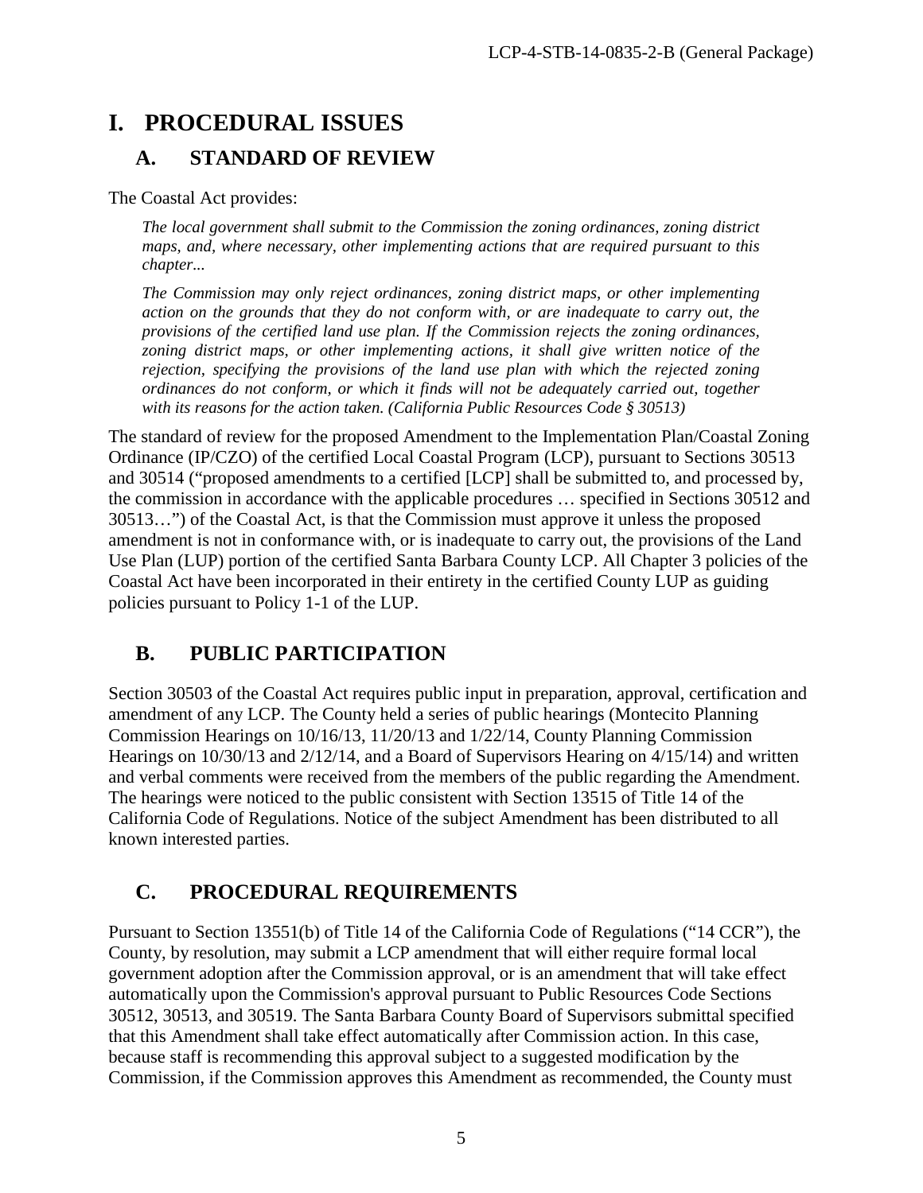# I. PROCEDURAL ISSUES

## A. STANDARD OF REVIEW

The Coastal Act provides:

> *The local government shall submit to the Commission the zoning ordinances, zoning district maps, and, where necessary, other implementing actions that are required pursuant to this chapter...*
>
> *The Commission may only reject ordinances, zoning district maps, or other implementing action on the grounds that they do not conform with, or are inadequate to carry out, the provisions of the certified land use plan. If the Commission rejects the zoning ordinances, zoning district maps, or other implementing actions, it shall give written notice of the rejection, specifying the provisions of the land use plan with which the rejected zoning ordinances do not conform, or which it finds will not be adequately carried out, together with its reasons for the action taken. (California Public Resources Code § 30513)*

The standard of review for the proposed Amendment to the Implementation Plan/Coastal Zoning Ordinance (IP/CZO) of the certified Local Coastal Program (LCP), pursuant to Sections 30513 and 30514 ("proposed amendments to a certified [LCP] shall be submitted to, and processed by, the commission in accordance with the applicable procedures … specified in Sections 30512 and 30513…") of the Coastal Act, is that the Commission must approve it unless the proposed amendment is not in conformance with, or is inadequate to carry out, the provisions of the Land Use Plan (LUP) portion of the certified Santa Barbara County LCP. All Chapter 3 policies of the Coastal Act have been incorporated in their entirety in the certified County LUP as guiding policies pursuant to Policy 1-1 of the LUP.

## B. PUBLIC PARTICIPATION

Section 30503 of the Coastal Act requires public input in preparation, approval, certification and amendment of any LCP. The County held a series of public hearings (Montecito Planning Commission Hearings on 10/16/13, 11/20/13 and 1/22/14, County Planning Commission Hearings on 10/30/13 and 2/12/14, and a Board of Supervisors Hearing on 4/15/14) and written and verbal comments were received from the members of the public regarding the Amendment. The hearings were noticed to the public consistent with Section 13515 of Title 14 of the California Code of Regulations. Notice of the subject Amendment has been distributed to all known interested parties.

## C. PROCEDURAL REQUIREMENTS

Pursuant to Section 13551(b) of Title 14 of the California Code of Regulations ("14 CCR"), the County, by resolution, may submit a LCP amendment that will either require formal local government adoption after the Commission approval, or is an amendment that will take effect automatically upon the Commission's approval pursuant to Public Resources Code Sections 30512, 30513, and 30519. The Santa Barbara County Board of Supervisors submittal specified that this Amendment shall take effect automatically after Commission action. In this case, because staff is recommending this approval subject to a suggested modification by the Commission, if the Commission approves this Amendment as recommended, the County must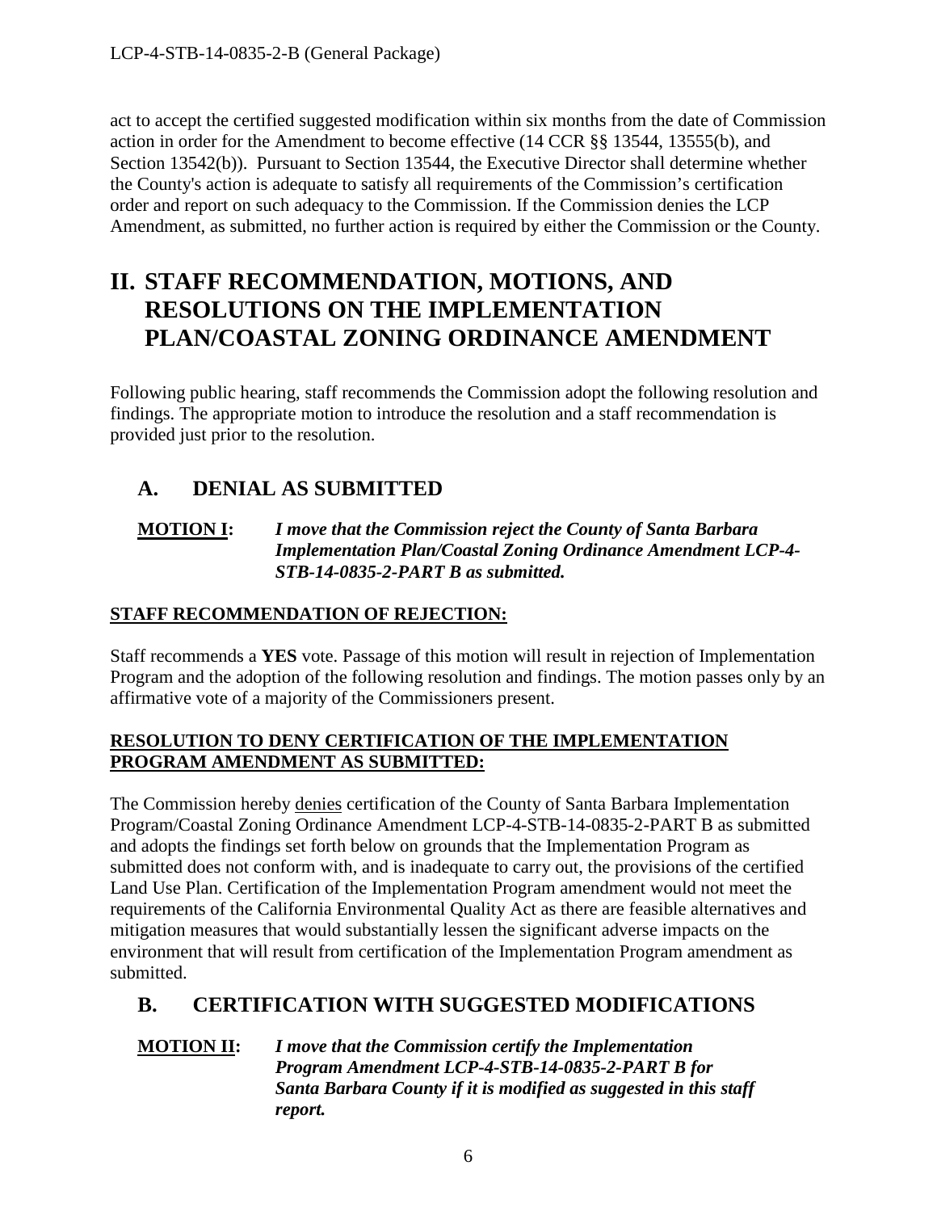act to accept the certified suggested modification within six months from the date of Commission action in order for the Amendment to become effective (14 CCR §§ 13544, 13555(b), and Section 13542(b)). Pursuant to Section 13544, the Executive Director shall determine whether the County's action is adequate to satisfy all requirements of the Commission's certification order and report on such adequacy to the Commission. If the Commission denies the LCP Amendment, as submitted, no further action is required by either the Commission or the County.

# II. STAFF RECOMMENDATION, MOTIONS, AND RESOLUTIONS ON THE IMPLEMENTATION PLAN/COASTAL ZONING ORDINANCE AMENDMENT

Following public hearing, staff recommends the Commission adopt the following resolution and findings. The appropriate motion to introduce the resolution and a staff recommendation is provided just prior to the resolution.

## A. DENIAL AS SUBMITTED

**MOTION I:** ***I move that the Commission reject the County of Santa Barbara Implementation Plan/Coastal Zoning Ordinance Amendment LCP-4-STB-14-0835-2-PART B as submitted.***

**STAFF RECOMMENDATION OF REJECTION:**

Staff recommends a **YES** vote. Passage of this motion will result in rejection of Implementation Program and the adoption of the following resolution and findings. The motion passes only by an affirmative vote of a majority of the Commissioners present.

**RESOLUTION TO DENY CERTIFICATION OF THE IMPLEMENTATION PROGRAM AMENDMENT AS SUBMITTED:**

The Commission hereby denies certification of the County of Santa Barbara Implementation Program/Coastal Zoning Ordinance Amendment LCP-4-STB-14-0835-2-PART B as submitted and adopts the findings set forth below on grounds that the Implementation Program as submitted does not conform with, and is inadequate to carry out, the provisions of the certified Land Use Plan. Certification of the Implementation Program amendment would not meet the requirements of the California Environmental Quality Act as there are feasible alternatives and mitigation measures that would substantially lessen the significant adverse impacts on the environment that will result from certification of the Implementation Program amendment as submitted.

## B. CERTIFICATION WITH SUGGESTED MODIFICATIONS

**MOTION II:** ***I move that the Commission certify the Implementation Program Amendment LCP-4-STB-14-0835-2-PART B for Santa Barbara County if it is modified as suggested in this staff report.***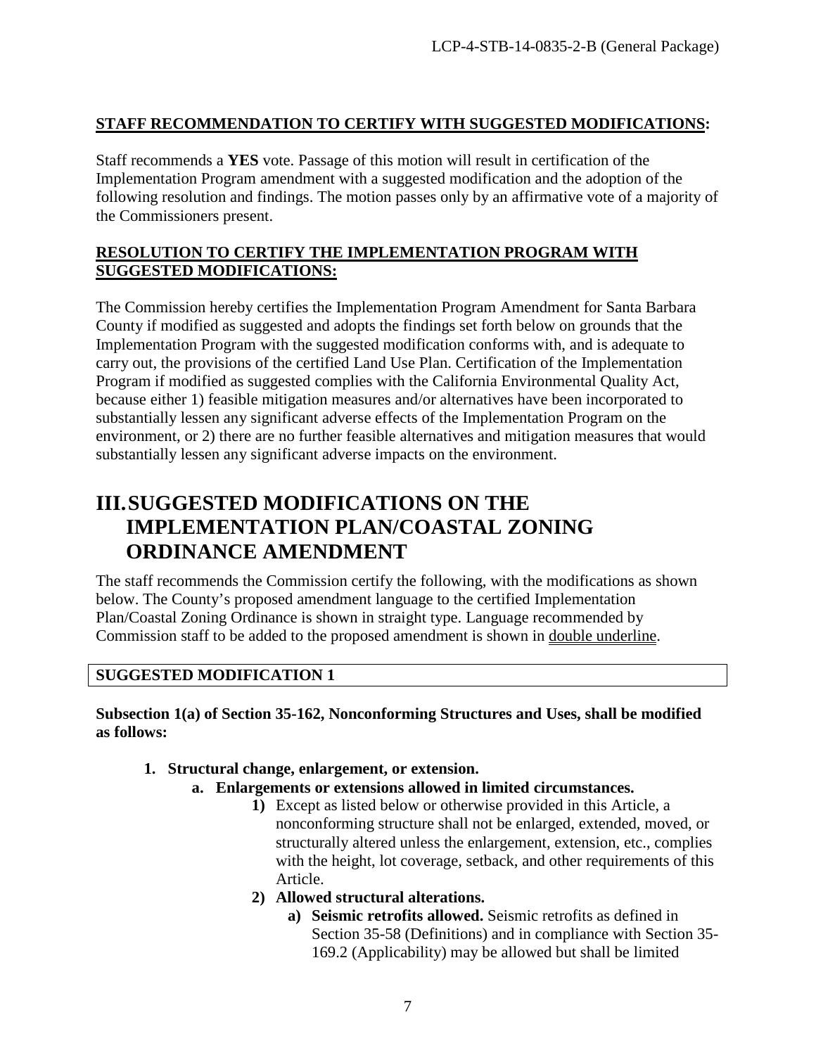**STAFF RECOMMENDATION TO CERTIFY WITH SUGGESTED MODIFICATIONS:**

Staff recommends a **YES** vote. Passage of this motion will result in certification of the Implementation Program amendment with a suggested modification and the adoption of the following resolution and findings. The motion passes only by an affirmative vote of a majority of the Commissioners present.

**RESOLUTION TO CERTIFY THE IMPLEMENTATION PROGRAM WITH SUGGESTED MODIFICATIONS:**

The Commission hereby certifies the Implementation Program Amendment for Santa Barbara County if modified as suggested and adopts the findings set forth below on grounds that the Implementation Program with the suggested modification conforms with, and is adequate to carry out, the provisions of the certified Land Use Plan. Certification of the Implementation Program if modified as suggested complies with the California Environmental Quality Act, because either 1) feasible mitigation measures and/or alternatives have been incorporated to substantially lessen any significant adverse effects of the Implementation Program on the environment, or 2) there are no further feasible alternatives and mitigation measures that would substantially lessen any significant adverse impacts on the environment.

# III. SUGGESTED MODIFICATIONS ON THE IMPLEMENTATION PLAN/COASTAL ZONING ORDINANCE AMENDMENT

The staff recommends the Commission certify the following, with the modifications as shown below. The County's proposed amendment language to the certified Implementation Plan/Coastal Zoning Ordinance is shown in straight type. Language recommended by Commission staff to be added to the proposed amendment is shown in double underline.

**SUGGESTED MODIFICATION 1**

**Subsection 1(a) of Section 35-162, Nonconforming Structures and Uses, shall be modified as follows:**

1. **Structural change, enlargement, or extension.**
   a. **Enlargements or extensions allowed in limited circumstances.**
      1) Except as listed below or otherwise provided in this Article, a nonconforming structure shall not be enlarged, extended, moved, or structurally altered unless the enlargement, extension, etc., complies with the height, lot coverage, setback, and other requirements of this Article.
      2) **Allowed structural alterations.**
         a) **Seismic retrofits allowed.** Seismic retrofits as defined in Section 35-58 (Definitions) and in compliance with Section 35-169.2 (Applicability) may be allowed but shall be limited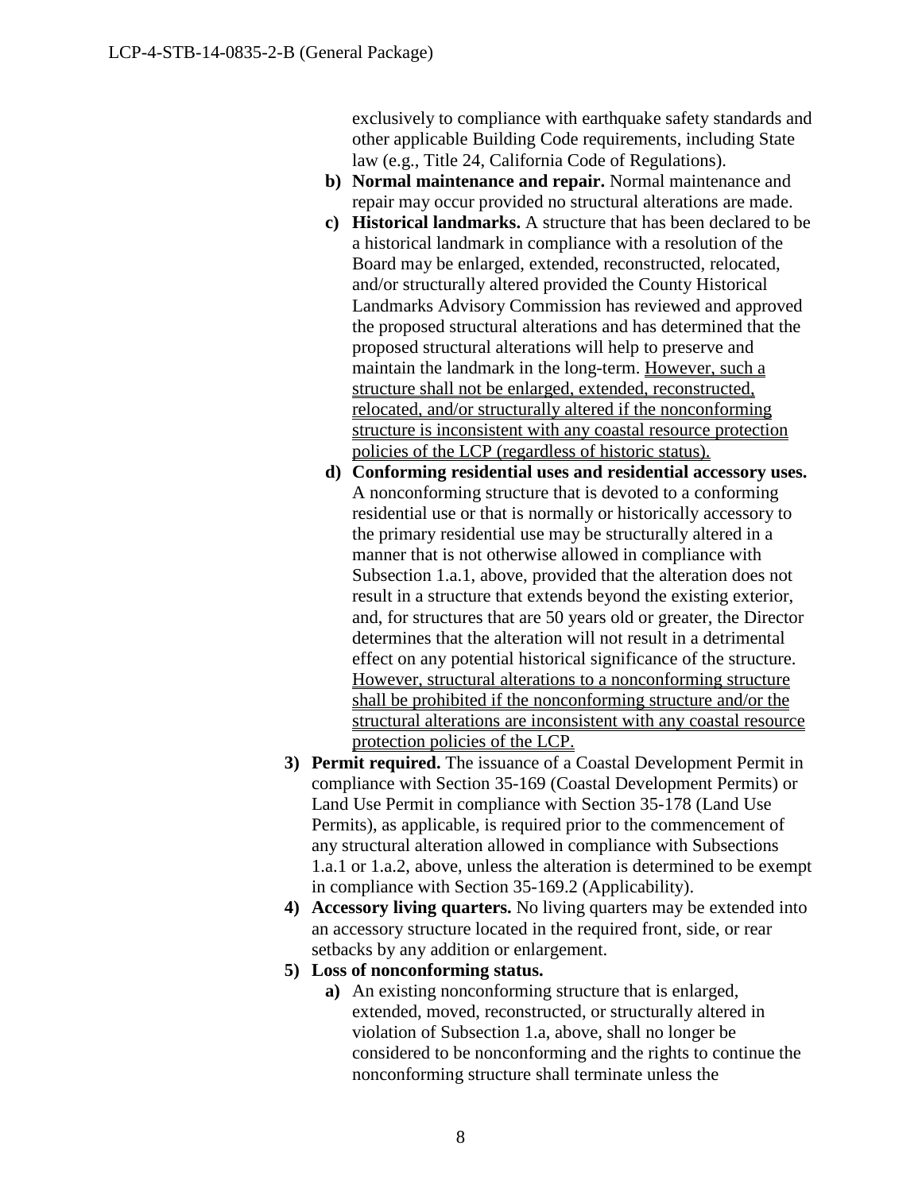exclusively to compliance with earthquake safety standards and other applicable Building Code requirements, including State law (e.g., Title 24, California Code of Regulations).

b) **Normal maintenance and repair.** Normal maintenance and repair may occur provided no structural alterations are made.

c) **Historical landmarks.** A structure that has been declared to be a historical landmark in compliance with a resolution of the Board may be enlarged, extended, reconstructed, relocated, and/or structurally altered provided the County Historical Landmarks Advisory Commission has reviewed and approved the proposed structural alterations and has determined that the proposed structural alterations will help to preserve and maintain the landmark in the long-term. <u>However, such a structure shall not be enlarged, extended, reconstructed, relocated, and/or structurally altered if the nonconforming structure is inconsistent with any coastal resource protection policies of the LCP (regardless of historic status).</u>

d) **Conforming residential uses and residential accessory uses.** A nonconforming structure that is devoted to a conforming residential use or that is normally or historically accessory to the primary residential use may be structurally altered in a manner that is not otherwise allowed in compliance with Subsection 1.a.1, above, provided that the alteration does not result in a structure that extends beyond the existing exterior, and, for structures that are 50 years old or greater, the Director determines that the alteration will not result in a detrimental effect on any potential historical significance of the structure. <u>However, structural alterations to a nonconforming structure shall be prohibited if the nonconforming structure and/or the structural alterations are inconsistent with any coastal resource protection policies of the LCP.</u>

3) **Permit required.** The issuance of a Coastal Development Permit in compliance with Section 35-169 (Coastal Development Permits) or Land Use Permit in compliance with Section 35-178 (Land Use Permits), as applicable, is required prior to the commencement of any structural alteration allowed in compliance with Subsections 1.a.1 or 1.a.2, above, unless the alteration is determined to be exempt in compliance with Section 35-169.2 (Applicability).

4) **Accessory living quarters.** No living quarters may be extended into an accessory structure located in the required front, side, or rear setbacks by any addition or enlargement.

5) **Loss of nonconforming status.**

   a) An existing nonconforming structure that is enlarged, extended, moved, reconstructed, or structurally altered in violation of Subsection 1.a, above, shall no longer be considered to be nonconforming and the rights to continue the nonconforming structure shall terminate unless the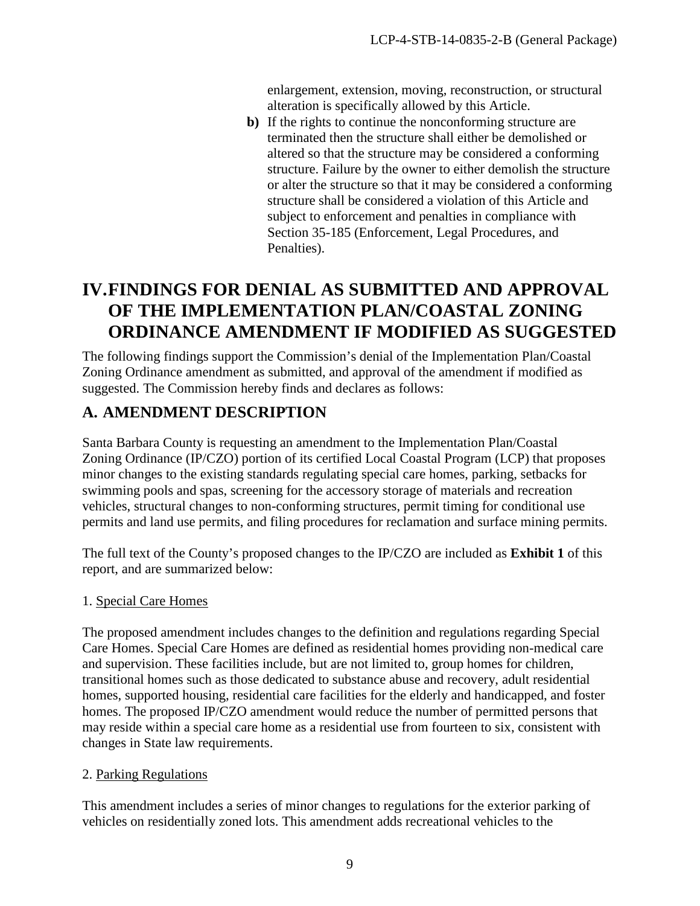enlargement, extension, moving, reconstruction, or structural alteration is specifically allowed by this Article.

**b)** If the rights to continue the nonconforming structure are terminated then the structure shall either be demolished or altered so that the structure may be considered a conforming structure. Failure by the owner to either demolish the structure or alter the structure so that it may be considered a conforming structure shall be considered a violation of this Article and subject to enforcement and penalties in compliance with Section 35-185 (Enforcement, Legal Procedures, and Penalties).

# IV. FINDINGS FOR DENIAL AS SUBMITTED AND APPROVAL OF THE IMPLEMENTATION PLAN/COASTAL ZONING ORDINANCE AMENDMENT IF MODIFIED AS SUGGESTED

The following findings support the Commission's denial of the Implementation Plan/Coastal Zoning Ordinance amendment as submitted, and approval of the amendment if modified as suggested. The Commission hereby finds and declares as follows:

## A. AMENDMENT DESCRIPTION

Santa Barbara County is requesting an amendment to the Implementation Plan/Coastal Zoning Ordinance (IP/CZO) portion of its certified Local Coastal Program (LCP) that proposes minor changes to the existing standards regulating special care homes, parking, setbacks for swimming pools and spas, screening for the accessory storage of materials and recreation vehicles, structural changes to non-conforming structures, permit timing for conditional use permits and land use permits, and filing procedures for reclamation and surface mining permits.

The full text of the County's proposed changes to the IP/CZO are included as **Exhibit 1** of this report, and are summarized below:

1. Special Care Homes

The proposed amendment includes changes to the definition and regulations regarding Special Care Homes. Special Care Homes are defined as residential homes providing non-medical care and supervision. These facilities include, but are not limited to, group homes for children, transitional homes such as those dedicated to substance abuse and recovery, adult residential homes, supported housing, residential care facilities for the elderly and handicapped, and foster homes. The proposed IP/CZO amendment would reduce the number of permitted persons that may reside within a special care home as a residential use from fourteen to six, consistent with changes in State law requirements.

2. Parking Regulations

This amendment includes a series of minor changes to regulations for the exterior parking of vehicles on residentially zoned lots. This amendment adds recreational vehicles to the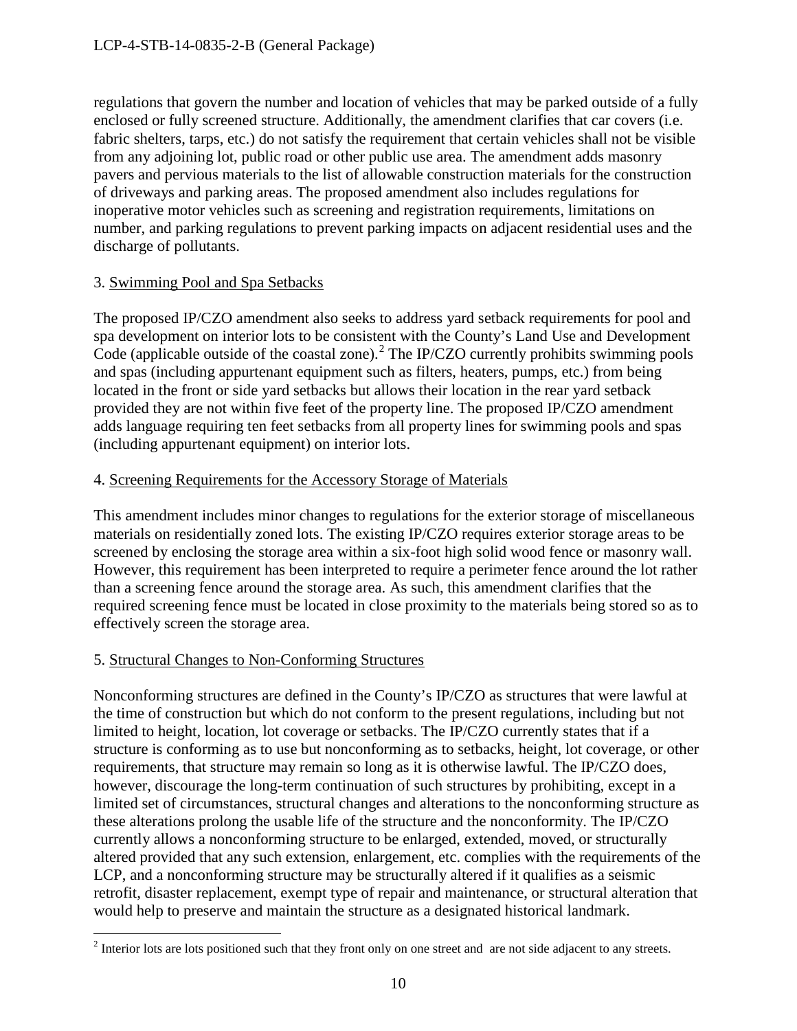regulations that govern the number and location of vehicles that may be parked outside of a fully enclosed or fully screened structure. Additionally, the amendment clarifies that car covers (i.e. fabric shelters, tarps, etc.) do not satisfy the requirement that certain vehicles shall not be visible from any adjoining lot, public road or other public use area. The amendment adds masonry pavers and pervious materials to the list of allowable construction materials for the construction of driveways and parking areas. The proposed amendment also includes regulations for inoperative motor vehicles such as screening and registration requirements, limitations on number, and parking regulations to prevent parking impacts on adjacent residential uses and the discharge of pollutants.

3. Swimming Pool and Spa Setbacks

The proposed IP/CZO amendment also seeks to address yard setback requirements for pool and spa development on interior lots to be consistent with the County's Land Use and Development Code (applicable outside of the coastal zone).[2] The IP/CZO currently prohibits swimming pools and spas (including appurtenant equipment such as filters, heaters, pumps, etc.) from being located in the front or side yard setbacks but allows their location in the rear yard setback provided they are not within five feet of the property line. The proposed IP/CZO amendment adds language requiring ten feet setbacks from all property lines for swimming pools and spas (including appurtenant equipment) on interior lots.

4. Screening Requirements for the Accessory Storage of Materials

This amendment includes minor changes to regulations for the exterior storage of miscellaneous materials on residentially zoned lots. The existing IP/CZO requires exterior storage areas to be screened by enclosing the storage area within a six-foot high solid wood fence or masonry wall. However, this requirement has been interpreted to require a perimeter fence around the lot rather than a screening fence around the storage area. As such, this amendment clarifies that the required screening fence must be located in close proximity to the materials being stored so as to effectively screen the storage area.

5. Structural Changes to Non-Conforming Structures

Nonconforming structures are defined in the County's IP/CZO as structures that were lawful at the time of construction but which do not conform to the present regulations, including but not limited to height, location, lot coverage or setbacks. The IP/CZO currently states that if a structure is conforming as to use but nonconforming as to setbacks, height, lot coverage, or other requirements, that structure may remain so long as it is otherwise lawful. The IP/CZO does, however, discourage the long-term continuation of such structures by prohibiting, except in a limited set of circumstances, structural changes and alterations to the nonconforming structure as these alterations prolong the usable life of the structure and the nonconformity. The IP/CZO currently allows a nonconforming structure to be enlarged, extended, moved, or structurally altered provided that any such extension, enlargement, etc. complies with the requirements of the LCP, and a nonconforming structure may be structurally altered if it qualifies as a seismic retrofit, disaster replacement, exempt type of repair and maintenance, or structural alteration that would help to preserve and maintain the structure as a designated historical landmark.

[2] Interior lots are lots positioned such that they front only on one street and are not side adjacent to any streets.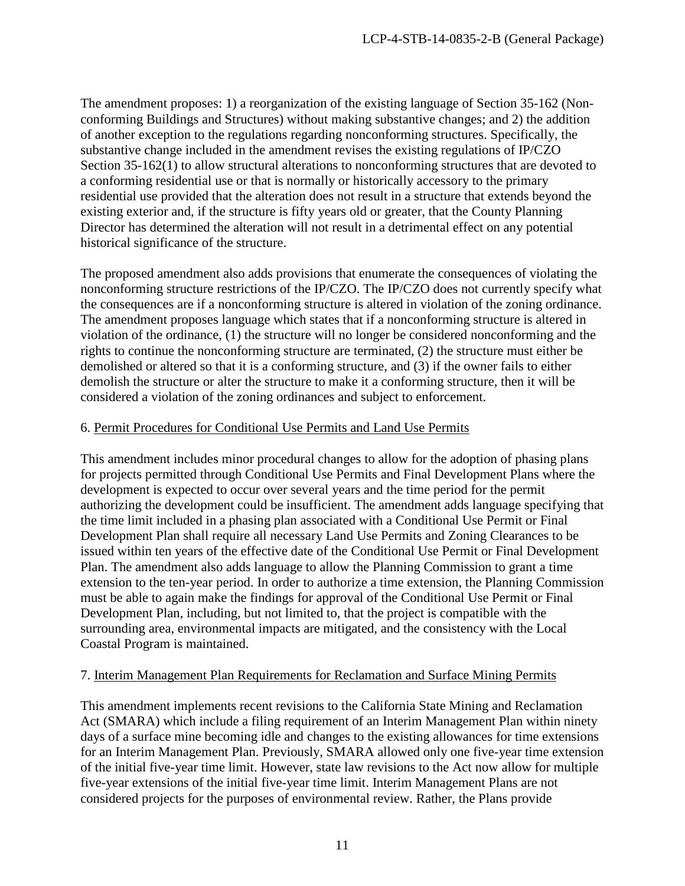The amendment proposes: 1) a reorganization of the existing language of Section 35-162 (Non-conforming Buildings and Structures) without making substantive changes; and 2) the addition of another exception to the regulations regarding nonconforming structures. Specifically, the substantive change included in the amendment revises the existing regulations of IP/CZO Section 35-162(1) to allow structural alterations to nonconforming structures that are devoted to a conforming residential use or that is normally or historically accessory to the primary residential use provided that the alteration does not result in a structure that extends beyond the existing exterior and, if the structure is fifty years old or greater, that the County Planning Director has determined the alteration will not result in a detrimental effect on any potential historical significance of the structure.

The proposed amendment also adds provisions that enumerate the consequences of violating the nonconforming structure restrictions of the IP/CZO. The IP/CZO does not currently specify what the consequences are if a nonconforming structure is altered in violation of the zoning ordinance. The amendment proposes language which states that if a nonconforming structure is altered in violation of the ordinance, (1) the structure will no longer be considered nonconforming and the rights to continue the nonconforming structure are terminated, (2) the structure must either be demolished or altered so that it is a conforming structure, and (3) if the owner fails to either demolish the structure or alter the structure to make it a conforming structure, then it will be considered a violation of the zoning ordinances and subject to enforcement.

6. <u>Permit Procedures for Conditional Use Permits and Land Use Permits</u>

This amendment includes minor procedural changes to allow for the adoption of phasing plans for projects permitted through Conditional Use Permits and Final Development Plans where the development is expected to occur over several years and the time period for the permit authorizing the development could be insufficient. The amendment adds language specifying that the time limit included in a phasing plan associated with a Conditional Use Permit or Final Development Plan shall require all necessary Land Use Permits and Zoning Clearances to be issued within ten years of the effective date of the Conditional Use Permit or Final Development Plan. The amendment also adds language to allow the Planning Commission to grant a time extension to the ten-year period. In order to authorize a time extension, the Planning Commission must be able to again make the findings for approval of the Conditional Use Permit or Final Development Plan, including, but not limited to, that the project is compatible with the surrounding area, environmental impacts are mitigated, and the consistency with the Local Coastal Program is maintained.

7. <u>Interim Management Plan Requirements for Reclamation and Surface Mining Permits</u>

This amendment implements recent revisions to the California State Mining and Reclamation Act (SMARA) which include a filing requirement of an Interim Management Plan within ninety days of a surface mine becoming idle and changes to the existing allowances for time extensions for an Interim Management Plan. Previously, SMARA allowed only one five-year time extension of the initial five-year time limit. However, state law revisions to the Act now allow for multiple five-year extensions of the initial five-year time limit. Interim Management Plans are not considered projects for the purposes of environmental review. Rather, the Plans provide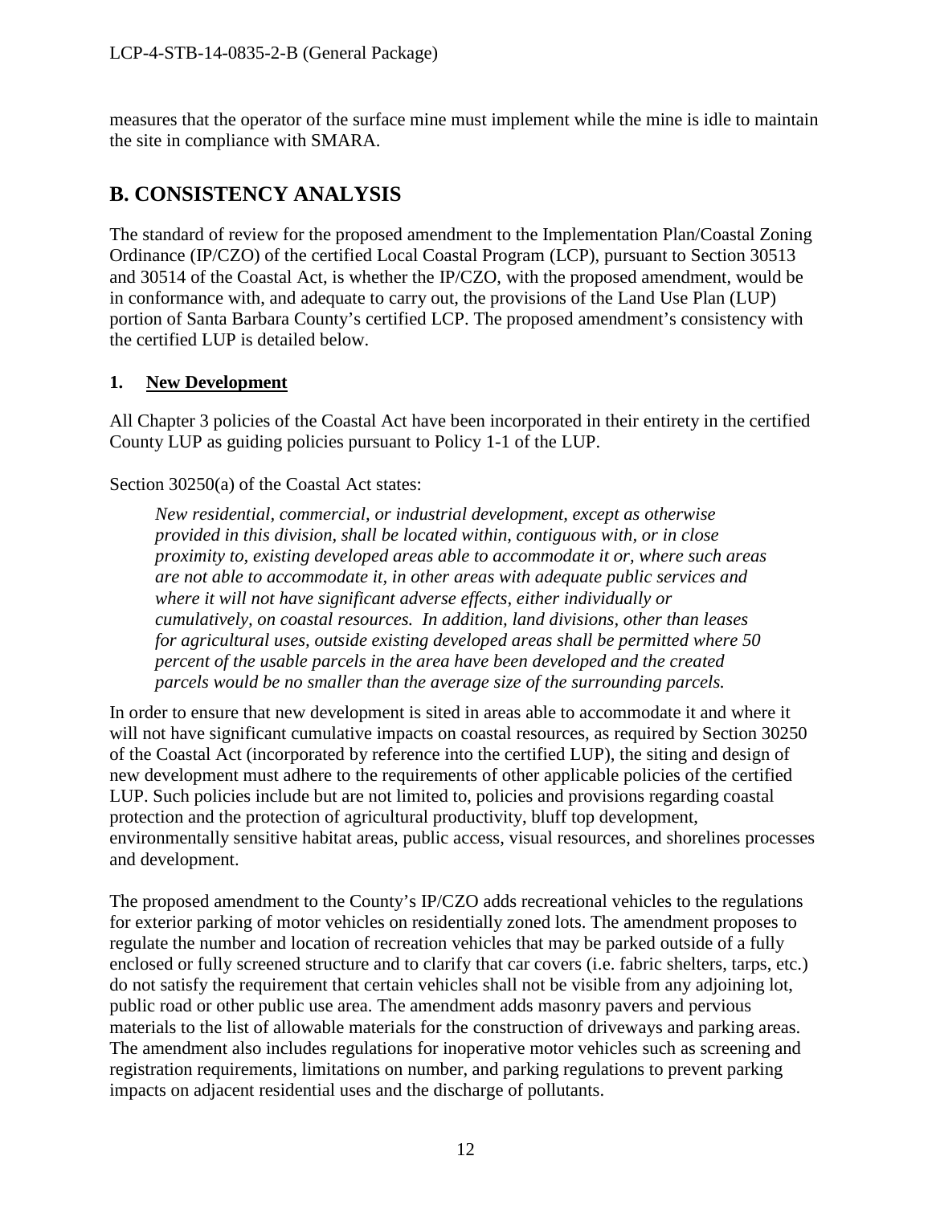measures that the operator of the surface mine must implement while the mine is idle to maintain the site in compliance with SMARA.

## B. CONSISTENCY ANALYSIS

The standard of review for the proposed amendment to the Implementation Plan/Coastal Zoning Ordinance (IP/CZO) of the certified Local Coastal Program (LCP), pursuant to Section 30513 and 30514 of the Coastal Act, is whether the IP/CZO, with the proposed amendment, would be in conformance with, and adequate to carry out, the provisions of the Land Use Plan (LUP) portion of Santa Barbara County's certified LCP. The proposed amendment's consistency with the certified LUP is detailed below.

### 1. New Development

All Chapter 3 policies of the Coastal Act have been incorporated in their entirety in the certified County LUP as guiding policies pursuant to Policy 1-1 of the LUP.

Section 30250(a) of the Coastal Act states:

> *New residential, commercial, or industrial development, except as otherwise provided in this division, shall be located within, contiguous with, or in close proximity to, existing developed areas able to accommodate it or, where such areas are not able to accommodate it, in other areas with adequate public services and where it will not have significant adverse effects, either individually or cumulatively, on coastal resources. In addition, land divisions, other than leases for agricultural uses, outside existing developed areas shall be permitted where 50 percent of the usable parcels in the area have been developed and the created parcels would be no smaller than the average size of the surrounding parcels.*

In order to ensure that new development is sited in areas able to accommodate it and where it will not have significant cumulative impacts on coastal resources, as required by Section 30250 of the Coastal Act (incorporated by reference into the certified LUP), the siting and design of new development must adhere to the requirements of other applicable policies of the certified LUP. Such policies include but are not limited to, policies and provisions regarding coastal protection and the protection of agricultural productivity, bluff top development, environmentally sensitive habitat areas, public access, visual resources, and shorelines processes and development.

The proposed amendment to the County's IP/CZO adds recreational vehicles to the regulations for exterior parking of motor vehicles on residentially zoned lots. The amendment proposes to regulate the number and location of recreation vehicles that may be parked outside of a fully enclosed or fully screened structure and to clarify that car covers (i.e. fabric shelters, tarps, etc.) do not satisfy the requirement that certain vehicles shall not be visible from any adjoining lot, public road or other public use area. The amendment adds masonry pavers and pervious materials to the list of allowable materials for the construction of driveways and parking areas. The amendment also includes regulations for inoperative motor vehicles such as screening and registration requirements, limitations on number, and parking regulations to prevent parking impacts on adjacent residential uses and the discharge of pollutants.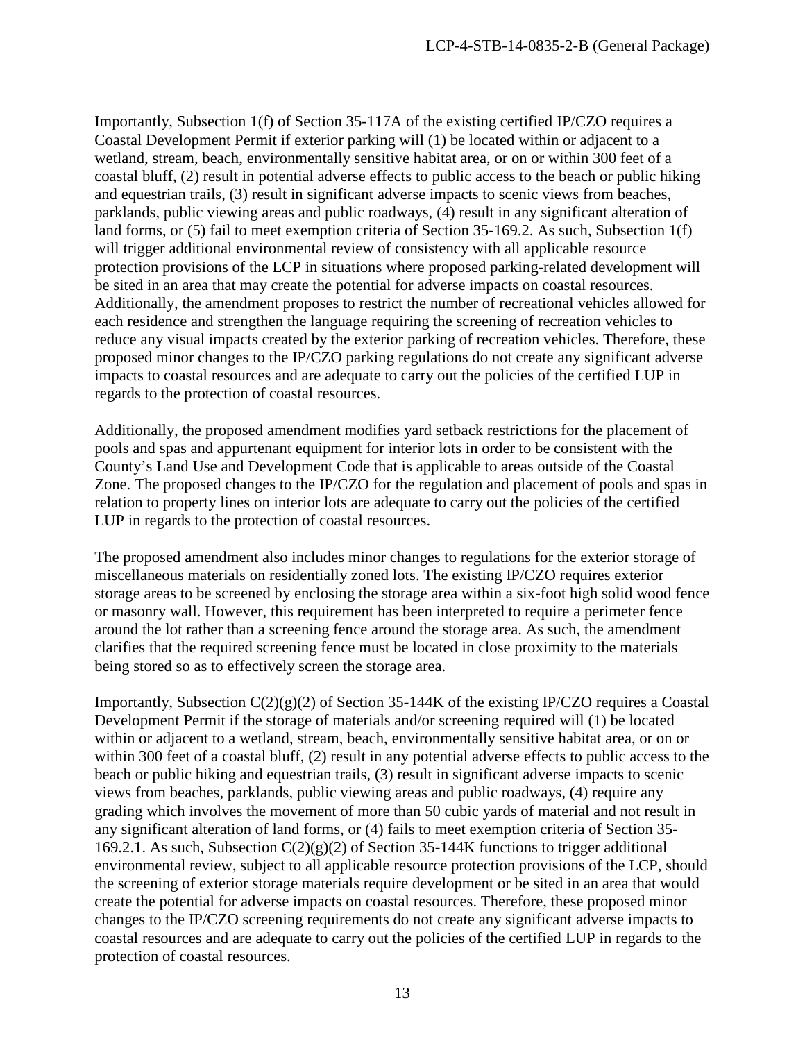Importantly, Subsection 1(f) of Section 35-117A of the existing certified IP/CZO requires a Coastal Development Permit if exterior parking will (1) be located within or adjacent to a wetland, stream, beach, environmentally sensitive habitat area, or on or within 300 feet of a coastal bluff, (2) result in potential adverse effects to public access to the beach or public hiking and equestrian trails, (3) result in significant adverse impacts to scenic views from beaches, parklands, public viewing areas and public roadways, (4) result in any significant alteration of land forms, or (5) fail to meet exemption criteria of Section 35-169.2. As such, Subsection 1(f) will trigger additional environmental review of consistency with all applicable resource protection provisions of the LCP in situations where proposed parking-related development will be sited in an area that may create the potential for adverse impacts on coastal resources. Additionally, the amendment proposes to restrict the number of recreational vehicles allowed for each residence and strengthen the language requiring the screening of recreation vehicles to reduce any visual impacts created by the exterior parking of recreation vehicles. Therefore, these proposed minor changes to the IP/CZO parking regulations do not create any significant adverse impacts to coastal resources and are adequate to carry out the policies of the certified LUP in regards to the protection of coastal resources.

Additionally, the proposed amendment modifies yard setback restrictions for the placement of pools and spas and appurtenant equipment for interior lots in order to be consistent with the County's Land Use and Development Code that is applicable to areas outside of the Coastal Zone. The proposed changes to the IP/CZO for the regulation and placement of pools and spas in relation to property lines on interior lots are adequate to carry out the policies of the certified LUP in regards to the protection of coastal resources.

The proposed amendment also includes minor changes to regulations for the exterior storage of miscellaneous materials on residentially zoned lots. The existing IP/CZO requires exterior storage areas to be screened by enclosing the storage area within a six-foot high solid wood fence or masonry wall. However, this requirement has been interpreted to require a perimeter fence around the lot rather than a screening fence around the storage area. As such, the amendment clarifies that the required screening fence must be located in close proximity to the materials being stored so as to effectively screen the storage area.

Importantly, Subsection C(2)(g)(2) of Section 35-144K of the existing IP/CZO requires a Coastal Development Permit if the storage of materials and/or screening required will (1) be located within or adjacent to a wetland, stream, beach, environmentally sensitive habitat area, or on or within 300 feet of a coastal bluff, (2) result in any potential adverse effects to public access to the beach or public hiking and equestrian trails, (3) result in significant adverse impacts to scenic views from beaches, parklands, public viewing areas and public roadways, (4) require any grading which involves the movement of more than 50 cubic yards of material and not result in any significant alteration of land forms, or (4) fails to meet exemption criteria of Section 35-169.2.1. As such, Subsection C(2)(g)(2) of Section 35-144K functions to trigger additional environmental review, subject to all applicable resource protection provisions of the LCP, should the screening of exterior storage materials require development or be sited in an area that would create the potential for adverse impacts on coastal resources. Therefore, these proposed minor changes to the IP/CZO screening requirements do not create any significant adverse impacts to coastal resources and are adequate to carry out the policies of the certified LUP in regards to the protection of coastal resources.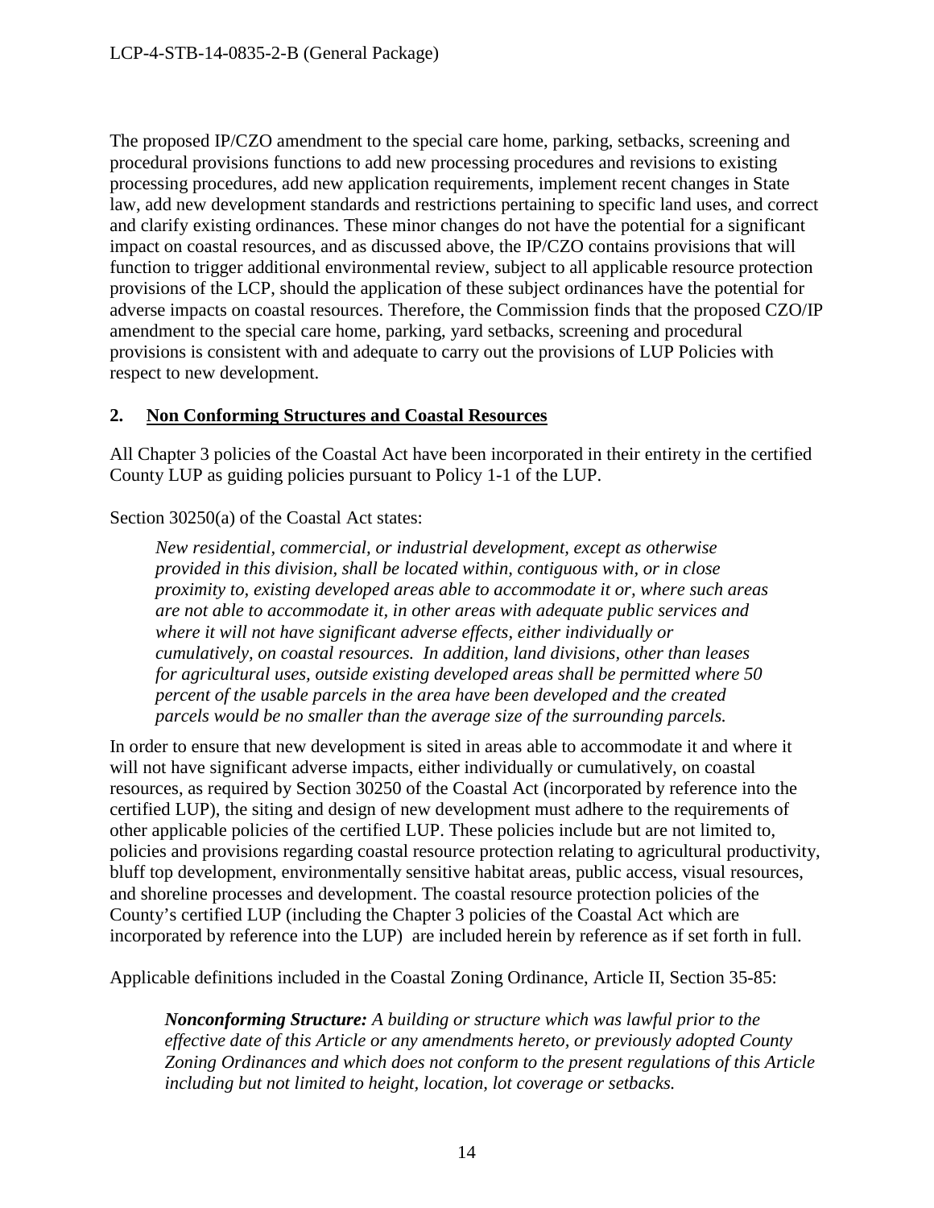The proposed IP/CZO amendment to the special care home, parking, setbacks, screening and procedural provisions functions to add new processing procedures and revisions to existing processing procedures, add new application requirements, implement recent changes in State law, add new development standards and restrictions pertaining to specific land uses, and correct and clarify existing ordinances. These minor changes do not have the potential for a significant impact on coastal resources, and as discussed above, the IP/CZO contains provisions that will function to trigger additional environmental review, subject to all applicable resource protection provisions of the LCP, should the application of these subject ordinances have the potential for adverse impacts on coastal resources. Therefore, the Commission finds that the proposed CZO/IP amendment to the special care home, parking, yard setbacks, screening and procedural provisions is consistent with and adequate to carry out the provisions of LUP Policies with respect to new development.

**2. <u>Non Conforming Structures and Coastal Resources</u>**

All Chapter 3 policies of the Coastal Act have been incorporated in their entirety in the certified County LUP as guiding policies pursuant to Policy 1-1 of the LUP.

Section 30250(a) of the Coastal Act states:

> *New residential, commercial, or industrial development, except as otherwise provided in this division, shall be located within, contiguous with, or in close proximity to, existing developed areas able to accommodate it or, where such areas are not able to accommodate it, in other areas with adequate public services and where it will not have significant adverse effects, either individually or cumulatively, on coastal resources. In addition, land divisions, other than leases for agricultural uses, outside existing developed areas shall be permitted where 50 percent of the usable parcels in the area have been developed and the created parcels would be no smaller than the average size of the surrounding parcels.*

In order to ensure that new development is sited in areas able to accommodate it and where it will not have significant adverse impacts, either individually or cumulatively, on coastal resources, as required by Section 30250 of the Coastal Act (incorporated by reference into the certified LUP), the siting and design of new development must adhere to the requirements of other applicable policies of the certified LUP. These policies include but are not limited to, policies and provisions regarding coastal resource protection relating to agricultural productivity, bluff top development, environmentally sensitive habitat areas, public access, visual resources, and shoreline processes and development. The coastal resource protection policies of the County's certified LUP (including the Chapter 3 policies of the Coastal Act which are incorporated by reference into the LUP) are included herein by reference as if set forth in full.

Applicable definitions included in the Coastal Zoning Ordinance, Article II, Section 35-85:

> ***Nonconforming Structure:*** *A building or structure which was lawful prior to the effective date of this Article or any amendments hereto, or previously adopted County Zoning Ordinances and which does not conform to the present regulations of this Article including but not limited to height, location, lot coverage or setbacks.*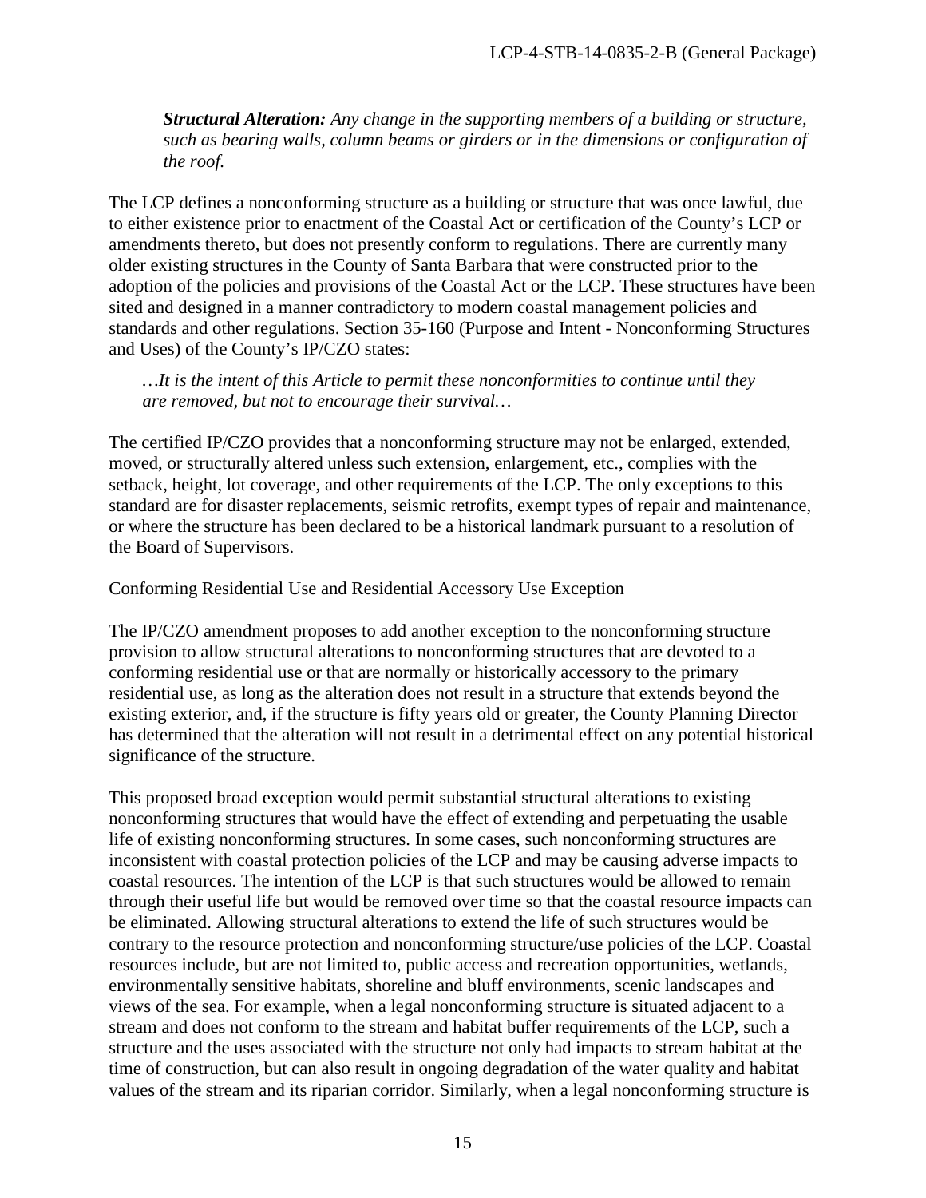***Structural Alteration:*** *Any change in the supporting members of a building or structure, such as bearing walls, column beams or girders or in the dimensions or configuration of the roof.*

The LCP defines a nonconforming structure as a building or structure that was once lawful, due to either existence prior to enactment of the Coastal Act or certification of the County's LCP or amendments thereto, but does not presently conform to regulations. There are currently many older existing structures in the County of Santa Barbara that were constructed prior to the adoption of the policies and provisions of the Coastal Act or the LCP. These structures have been sited and designed in a manner contradictory to modern coastal management policies and standards and other regulations. Section 35-160 (Purpose and Intent - Nonconforming Structures and Uses) of the County's IP/CZO states:

> *…It is the intent of this Article to permit these nonconformities to continue until they are removed, but not to encourage their survival…*

The certified IP/CZO provides that a nonconforming structure may not be enlarged, extended, moved, or structurally altered unless such extension, enlargement, etc., complies with the setback, height, lot coverage, and other requirements of the LCP. The only exceptions to this standard are for disaster replacements, seismic retrofits, exempt types of repair and maintenance, or where the structure has been declared to be a historical landmark pursuant to a resolution of the Board of Supervisors.

<u>Conforming Residential Use and Residential Accessory Use Exception</u>

The IP/CZO amendment proposes to add another exception to the nonconforming structure provision to allow structural alterations to nonconforming structures that are devoted to a conforming residential use or that are normally or historically accessory to the primary residential use, as long as the alteration does not result in a structure that extends beyond the existing exterior, and, if the structure is fifty years old or greater, the County Planning Director has determined that the alteration will not result in a detrimental effect on any potential historical significance of the structure.

This proposed broad exception would permit substantial structural alterations to existing nonconforming structures that would have the effect of extending and perpetuating the usable life of existing nonconforming structures. In some cases, such nonconforming structures are inconsistent with coastal protection policies of the LCP and may be causing adverse impacts to coastal resources. The intention of the LCP is that such structures would be allowed to remain through their useful life but would be removed over time so that the coastal resource impacts can be eliminated. Allowing structural alterations to extend the life of such structures would be contrary to the resource protection and nonconforming structure/use policies of the LCP. Coastal resources include, but are not limited to, public access and recreation opportunities, wetlands, environmentally sensitive habitats, shoreline and bluff environments, scenic landscapes and views of the sea. For example, when a legal nonconforming structure is situated adjacent to a stream and does not conform to the stream and habitat buffer requirements of the LCP, such a structure and the uses associated with the structure not only had impacts to stream habitat at the time of construction, but can also result in ongoing degradation of the water quality and habitat values of the stream and its riparian corridor. Similarly, when a legal nonconforming structure is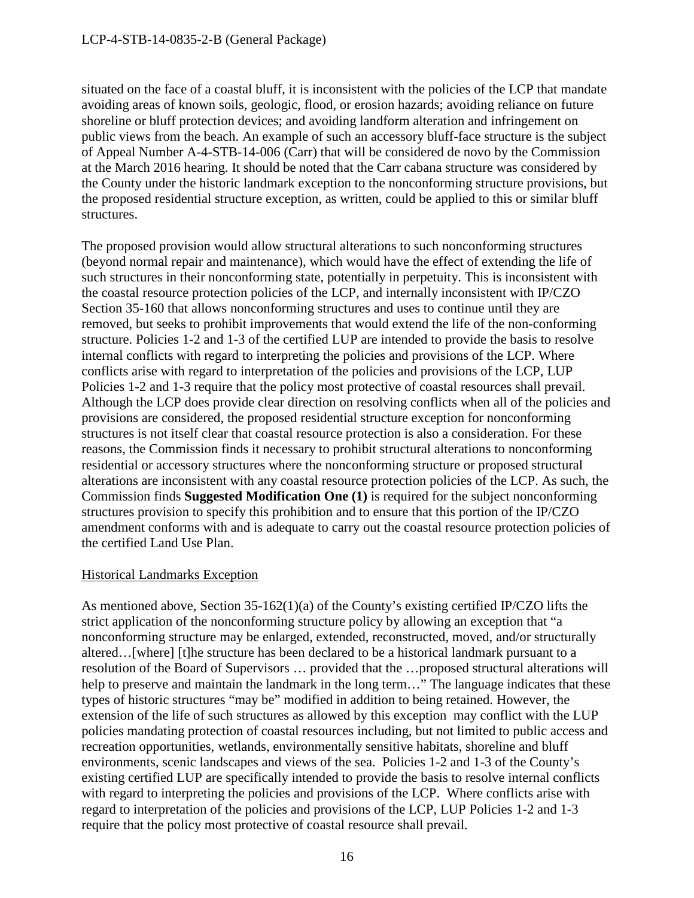situated on the face of a coastal bluff, it is inconsistent with the policies of the LCP that mandate avoiding areas of known soils, geologic, flood, or erosion hazards; avoiding reliance on future shoreline or bluff protection devices; and avoiding landform alteration and infringement on public views from the beach. An example of such an accessory bluff-face structure is the subject of Appeal Number A-4-STB-14-006 (Carr) that will be considered de novo by the Commission at the March 2016 hearing. It should be noted that the Carr cabana structure was considered by the County under the historic landmark exception to the nonconforming structure provisions, but the proposed residential structure exception, as written, could be applied to this or similar bluff structures.

The proposed provision would allow structural alterations to such nonconforming structures (beyond normal repair and maintenance), which would have the effect of extending the life of such structures in their nonconforming state, potentially in perpetuity. This is inconsistent with the coastal resource protection policies of the LCP, and internally inconsistent with IP/CZO Section 35-160 that allows nonconforming structures and uses to continue until they are removed, but seeks to prohibit improvements that would extend the life of the non-conforming structure. Policies 1-2 and 1-3 of the certified LUP are intended to provide the basis to resolve internal conflicts with regard to interpreting the policies and provisions of the LCP. Where conflicts arise with regard to interpretation of the policies and provisions of the LCP, LUP Policies 1-2 and 1-3 require that the policy most protective of coastal resources shall prevail. Although the LCP does provide clear direction on resolving conflicts when all of the policies and provisions are considered, the proposed residential structure exception for nonconforming structures is not itself clear that coastal resource protection is also a consideration. For these reasons, the Commission finds it necessary to prohibit structural alterations to nonconforming residential or accessory structures where the nonconforming structure or proposed structural alterations are inconsistent with any coastal resource protection policies of the LCP. As such, the Commission finds **Suggested Modification One (1)** is required for the subject nonconforming structures provision to specify this prohibition and to ensure that this portion of the IP/CZO amendment conforms with and is adequate to carry out the coastal resource protection policies of the certified Land Use Plan.

Historical Landmarks Exception

As mentioned above, Section 35-162(1)(a) of the County's existing certified IP/CZO lifts the strict application of the nonconforming structure policy by allowing an exception that "a nonconforming structure may be enlarged, extended, reconstructed, moved, and/or structurally altered…[where] [t]he structure has been declared to be a historical landmark pursuant to a resolution of the Board of Supervisors … provided that the …proposed structural alterations will help to preserve and maintain the landmark in the long term…" The language indicates that these types of historic structures "may be" modified in addition to being retained. However, the extension of the life of such structures as allowed by this exception may conflict with the LUP policies mandating protection of coastal resources including, but not limited to public access and recreation opportunities, wetlands, environmentally sensitive habitats, shoreline and bluff environments, scenic landscapes and views of the sea. Policies 1-2 and 1-3 of the County's existing certified LUP are specifically intended to provide the basis to resolve internal conflicts with regard to interpreting the policies and provisions of the LCP. Where conflicts arise with regard to interpretation of the policies and provisions of the LCP, LUP Policies 1-2 and 1-3 require that the policy most protective of coastal resource shall prevail.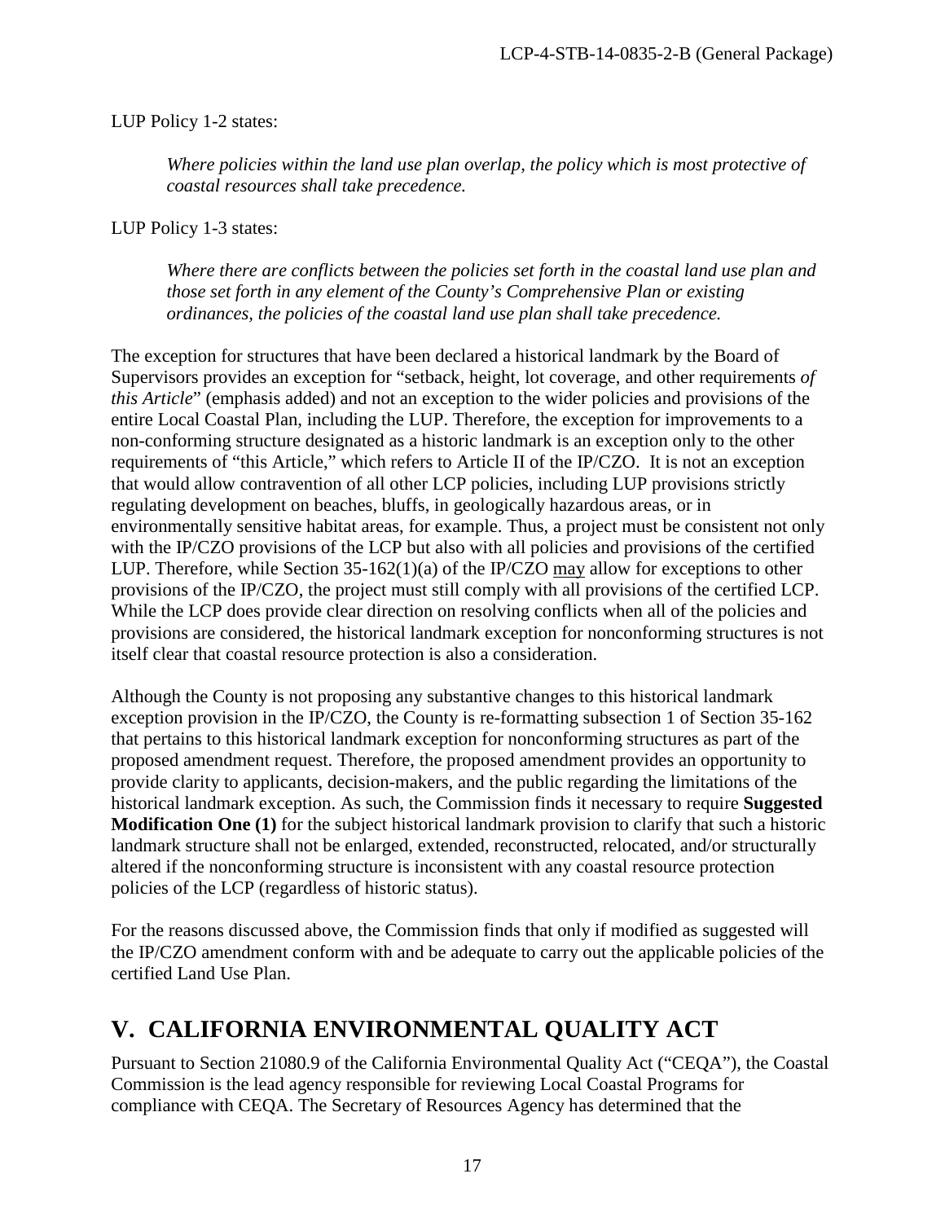LUP Policy 1-2 states:

> *Where policies within the land use plan overlap, the policy which is most protective of coastal resources shall take precedence.*

LUP Policy 1-3 states:

> *Where there are conflicts between the policies set forth in the coastal land use plan and those set forth in any element of the County's Comprehensive Plan or existing ordinances, the policies of the coastal land use plan shall take precedence.*

The exception for structures that have been declared a historical landmark by the Board of Supervisors provides an exception for "setback, height, lot coverage, and other requirements *of this Article*" (emphasis added) and not an exception to the wider policies and provisions of the entire Local Coastal Plan, including the LUP. Therefore, the exception for improvements to a non-conforming structure designated as a historic landmark is an exception only to the other requirements of "this Article," which refers to Article II of the IP/CZO. It is not an exception that would allow contravention of all other LCP policies, including LUP provisions strictly regulating development on beaches, bluffs, in geologically hazardous areas, or in environmentally sensitive habitat areas, for example. Thus, a project must be consistent not only with the IP/CZO provisions of the LCP but also with all policies and provisions of the certified LUP. Therefore, while Section 35-162(1)(a) of the IP/CZO <u>may</u> allow for exceptions to other provisions of the IP/CZO, the project must still comply with all provisions of the certified LCP. While the LCP does provide clear direction on resolving conflicts when all of the policies and provisions are considered, the historical landmark exception for nonconforming structures is not itself clear that coastal resource protection is also a consideration.

Although the County is not proposing any substantive changes to this historical landmark exception provision in the IP/CZO, the County is re-formatting subsection 1 of Section 35-162 that pertains to this historical landmark exception for nonconforming structures as part of the proposed amendment request. Therefore, the proposed amendment provides an opportunity to provide clarity to applicants, decision-makers, and the public regarding the limitations of the historical landmark exception. As such, the Commission finds it necessary to require **Suggested Modification One (1)** for the subject historical landmark provision to clarify that such a historic landmark structure shall not be enlarged, extended, reconstructed, relocated, and/or structurally altered if the nonconforming structure is inconsistent with any coastal resource protection policies of the LCP (regardless of historic status).

For the reasons discussed above, the Commission finds that only if modified as suggested will the IP/CZO amendment conform with and be adequate to carry out the applicable policies of the certified Land Use Plan.

# V. CALIFORNIA ENVIRONMENTAL QUALITY ACT

Pursuant to Section 21080.9 of the California Environmental Quality Act ("CEQA"), the Coastal Commission is the lead agency responsible for reviewing Local Coastal Programs for compliance with CEQA. The Secretary of Resources Agency has determined that the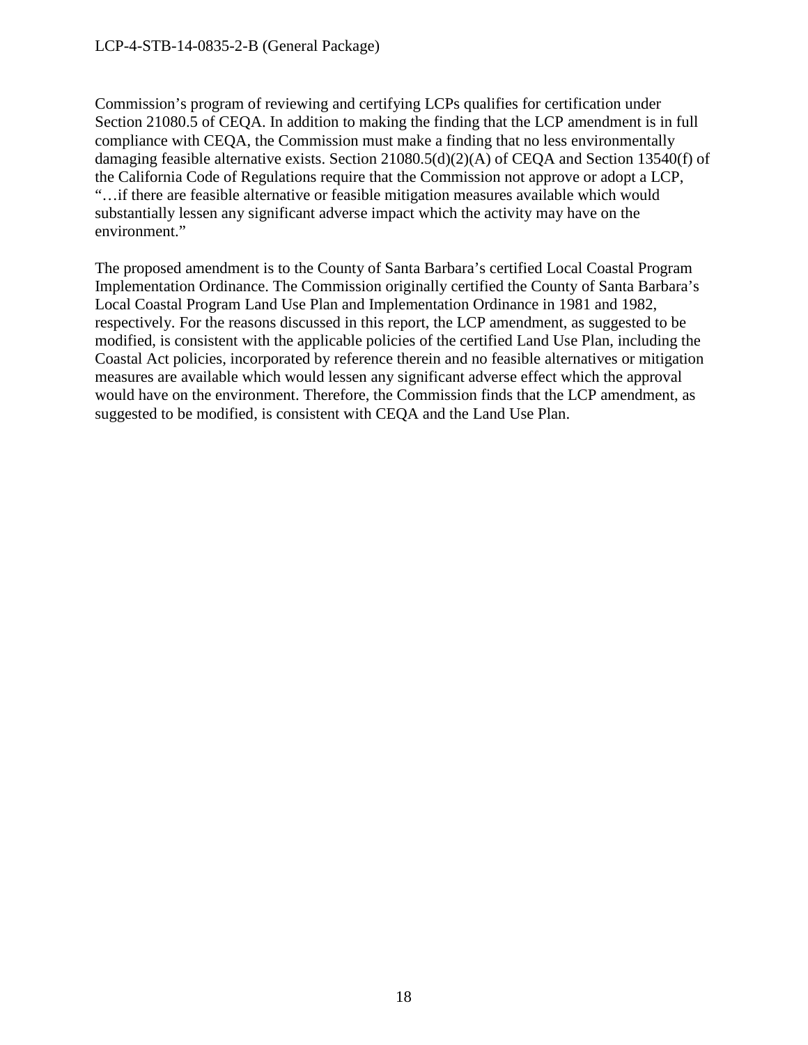Commission's program of reviewing and certifying LCPs qualifies for certification under Section 21080.5 of CEQA. In addition to making the finding that the LCP amendment is in full compliance with CEQA, the Commission must make a finding that no less environmentally damaging feasible alternative exists. Section 21080.5(d)(2)(A) of CEQA and Section 13540(f) of the California Code of Regulations require that the Commission not approve or adopt a LCP, "…if there are feasible alternative or feasible mitigation measures available which would substantially lessen any significant adverse impact which the activity may have on the environment."

The proposed amendment is to the County of Santa Barbara's certified Local Coastal Program Implementation Ordinance. The Commission originally certified the County of Santa Barbara's Local Coastal Program Land Use Plan and Implementation Ordinance in 1981 and 1982, respectively. For the reasons discussed in this report, the LCP amendment, as suggested to be modified, is consistent with the applicable policies of the certified Land Use Plan, including the Coastal Act policies, incorporated by reference therein and no feasible alternatives or mitigation measures are available which would lessen any significant adverse effect which the approval would have on the environment. Therefore, the Commission finds that the LCP amendment, as suggested to be modified, is consistent with CEQA and the Land Use Plan.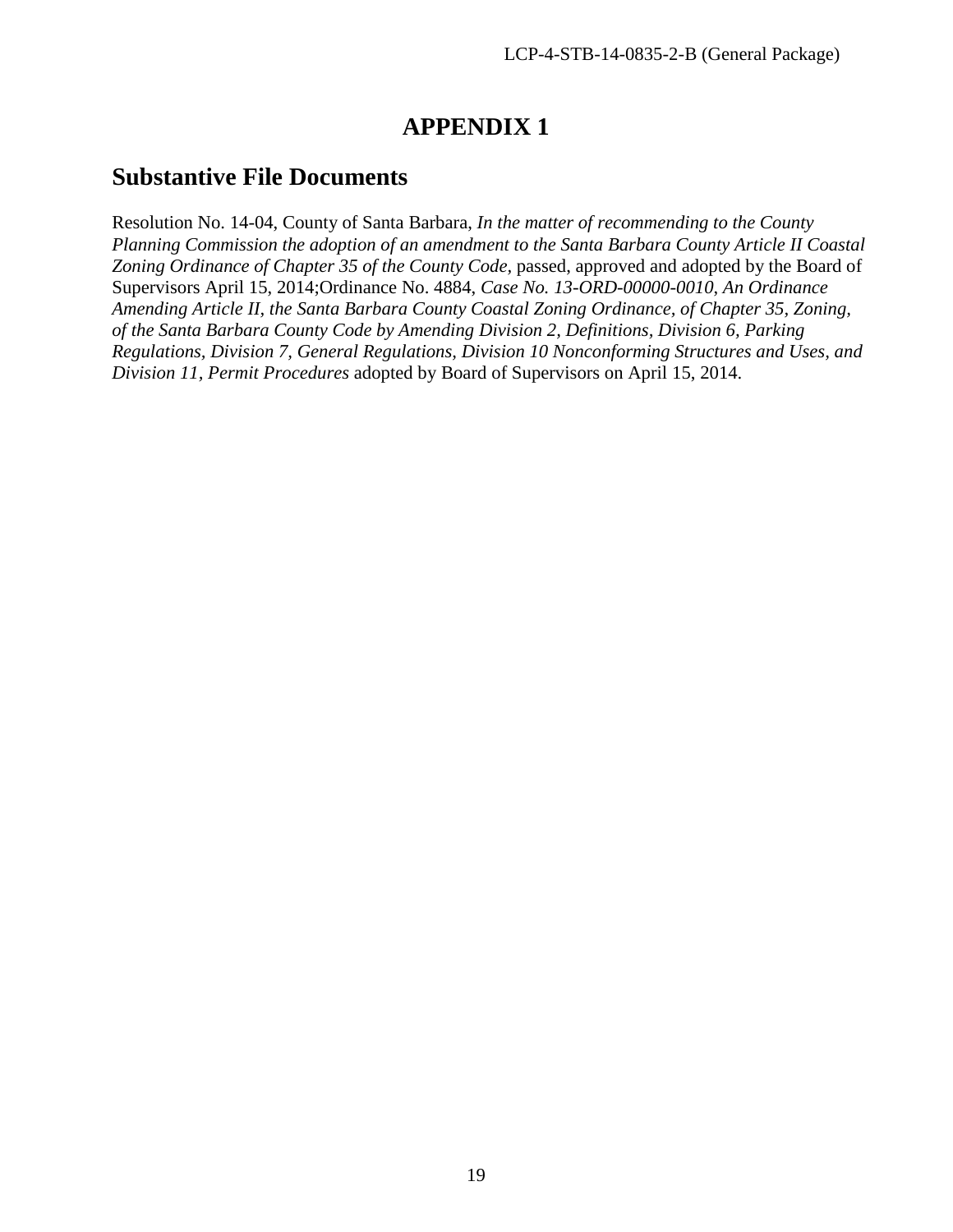# APPENDIX 1

## Substantive File Documents

Resolution No. 14-04, County of Santa Barbara, *In the matter of recommending to the County Planning Commission the adoption of an amendment to the Santa Barbara County Article II Coastal Zoning Ordinance of Chapter 35 of the County Code*, passed, approved and adopted by the Board of Supervisors April 15, 2014;Ordinance No. 4884, *Case No. 13-ORD-00000-0010, An Ordinance Amending Article II, the Santa Barbara County Coastal Zoning Ordinance, of Chapter 35, Zoning, of the Santa Barbara County Code by Amending Division 2, Definitions, Division 6, Parking Regulations, Division 7, General Regulations, Division 10 Nonconforming Structures and Uses, and Division 11, Permit Procedures* adopted by Board of Supervisors on April 15, 2014.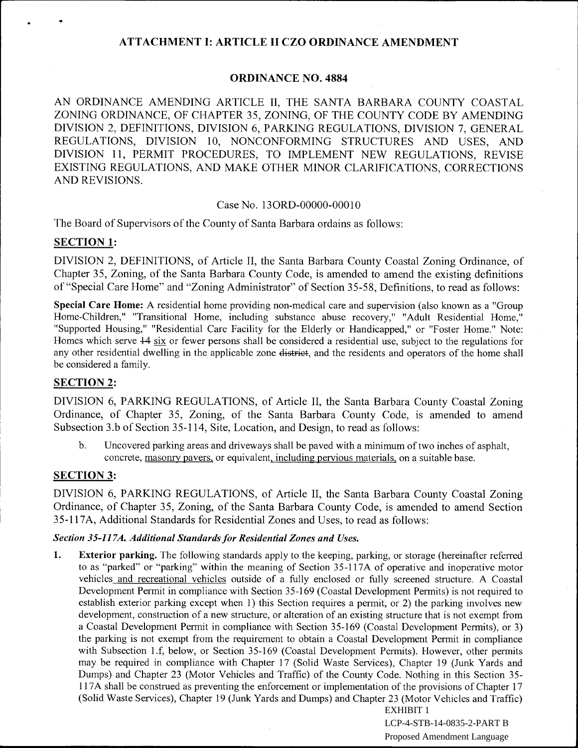# ATTACHMENT I: ARTICLE II CZO ORDINANCE AMENDMENT

## ORDINANCE NO. 4884

AN ORDINANCE AMENDING ARTICLE II, THE SANTA BARBARA COUNTY COASTAL ZONING ORDINANCE, OF CHAPTER 35, ZONING, OF THE COUNTY CODE BY AMENDING DIVISION 2, DEFINITIONS, DIVISION 6, PARKING REGULATIONS, DIVISION 7, GENERAL REGULATIONS, DIVISION 10, NONCONFORMING STRUCTURES AND USES, AND DIVISION 11, PERMIT PROCEDURES, TO IMPLEMENT NEW REGULATIONS, REVISE EXISTING REGULATIONS, AND MAKE OTHER MINOR CLARIFICATIONS, CORRECTIONS AND REVISIONS.

Case No. 13ORD-00000-00010

The Board of Supervisors of the County of Santa Barbara ordains as follows:

### SECTION 1:

DIVISION 2, DEFINITIONS, of Article II, the Santa Barbara County Coastal Zoning Ordinance, of Chapter 35, Zoning, of the Santa Barbara County Code, is amended to amend the existing definitions of "Special Care Home" and "Zoning Administrator" of Section 35-58, Definitions, to read as follows:

**Special Care Home:** A residential home providing non-medical care and supervision (also known as a "Group Home-Children," "Transitional Home, including substance abuse recovery," "Adult Residential Home," "Supported Housing," "Residential Care Facility for the Elderly or Handicapped," or "Foster Home." Note: Homes which serve ~~14~~ <u>six</u> or fewer persons shall be considered a residential use, subject to the regulations for any other residential dwelling in the applicable zone ~~district~~, and the residents and operators of the home shall be considered a family.

### SECTION 2:

DIVISION 6, PARKING REGULATIONS, of Article II, the Santa Barbara County Coastal Zoning Ordinance, of Chapter 35, Zoning, of the Santa Barbara County Code, is amended to amend Subsection 3.b of Section 35-114, Site, Location, and Design, to read as follows:

b. Uncovered parking areas and driveways shall be paved with a minimum of two inches of asphalt, concrete, <u>masonry pavers,</u> or equivalent<u>, including pervious materials,</u> on a suitable base.

### SECTION 3:

DIVISION 6, PARKING REGULATIONS, of Article II, the Santa Barbara County Coastal Zoning Ordinance, of Chapter 35, Zoning, of the Santa Barbara County Code, is amended to amend Section 35-117A, Additional Standards for Residential Zones and Uses, to read as follows:

***Section 35-117A. Additional Standards for Residential Zones and Uses.***

1. **Exterior parking.** The following standards apply to the keeping, parking, or storage (hereinafter referred to as "parked" or "parking" within the meaning of Section 35-117A of operative and inoperative motor vehicles<u> and recreational vehicles</u> outside of a fully enclosed or fully screened structure. A Coastal Development Permit in compliance with Section 35-169 (Coastal Development Permits) is not required to establish exterior parking except when 1) this Section requires a permit, or 2) the parking involves new development, construction of a new structure, or alteration of an existing structure that is not exempt from a Coastal Development Permit in compliance with Section 35-169 (Coastal Development Permits), or 3) the parking is not exempt from the requirement to obtain a Coastal Development Permit in compliance with Subsection 1.f, below, or Section 35-169 (Coastal Development Permits). However, other permits may be required in compliance with Chapter 17 (Solid Waste Services), Chapter 19 (Junk Yards and Dumps) and Chapter 23 (Motor Vehicles and Traffic) of the County Code. Nothing in this Section 35-117A shall be construed as preventing the enforcement or implementation of the provisions of Chapter 17 (Solid Waste Services), Chapter 19 (Junk Yards and Dumps) and Chapter 23 (Motor Vehicles and Traffic)

EXHIBIT 1
LCP-4-STB-14-0835-2-PART B
Proposed Amendment Language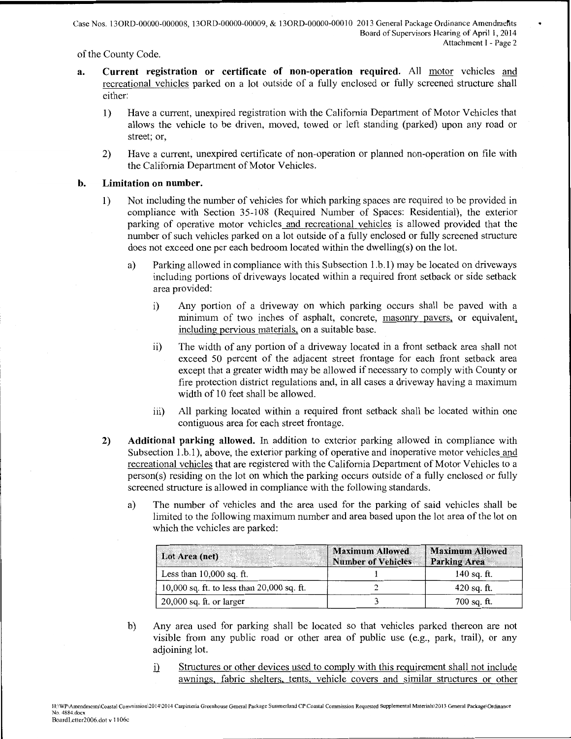of the County Code.

**a. Current registration or certificate of non-operation required.** All motor vehicles and recreational vehicles parked on a lot outside of a fully enclosed or fully screened structure shall either:

1) Have a current, unexpired registration with the California Department of Motor Vehicles that allows the vehicle to be driven, moved, towed or left standing (parked) upon any road or street; or,

2) Have a current, unexpired certificate of non-operation or planned non-operation on file with the California Department of Motor Vehicles.

**b. Limitation on number.**

1) Not including the number of vehicles for which parking spaces are required to be provided in compliance with Section 35-108 (Required Number of Spaces: Residential), the exterior parking of operative motor vehicles and recreational vehicles is allowed provided that the number of such vehicles parked on a lot outside of a fully enclosed or fully screened structure does not exceed one per each bedroom located within the dwelling(s) on the lot.

   a) Parking allowed in compliance with this Subsection 1.b.1) may be located on driveways including portions of driveways located within a required front setback or side setback area provided:

      i) Any portion of a driveway on which parking occurs shall be paved with a minimum of two inches of asphalt, concrete, masonry pavers, or equivalent, including pervious materials, on a suitable base.

      ii) The width of any portion of a driveway located in a front setback area shall not exceed 50 percent of the adjacent street frontage for each front setback area except that a greater width may be allowed if necessary to comply with County or fire protection district regulations and, in all cases a driveway having a maximum width of 10 feet shall be allowed.

      iii) All parking located within a required front setback shall be located within one contiguous area for each street frontage.

2) **Additional parking allowed.** In addition to exterior parking allowed in compliance with Subsection 1.b.1), above, the exterior parking of operative and inoperative motor vehicles and recreational vehicles that are registered with the California Department of Motor Vehicles to a person(s) residing on the lot on which the parking occurs outside of a fully enclosed or fully screened structure is allowed in compliance with the following standards.

   a) The number of vehicles and the area used for the parking of said vehicles shall be limited to the following maximum number and area based upon the lot area of the lot on which the vehicles are parked:

| Lot Area (net) | Maximum Allowed Number of Vehicles | Maximum Allowed Parking Area |
|---|---|---|
| Less than 10,000 sq. ft. | 1 | 140 sq. ft. |
| 10,000 sq. ft. to less than 20,000 sq. ft. | 2 | 420 sq. ft. |
| 20,000 sq. ft. or larger | 3 | 700 sq. ft. |

   b) Any area used for parking shall be located so that vehicles parked thereon are not visible from any public road or other area of public use (e.g., park, trail), or any adjoining lot.

      i) Structures or other devices used to comply with this requirement shall not include awnings, fabric shelters, tents, vehicle covers and similar structures or other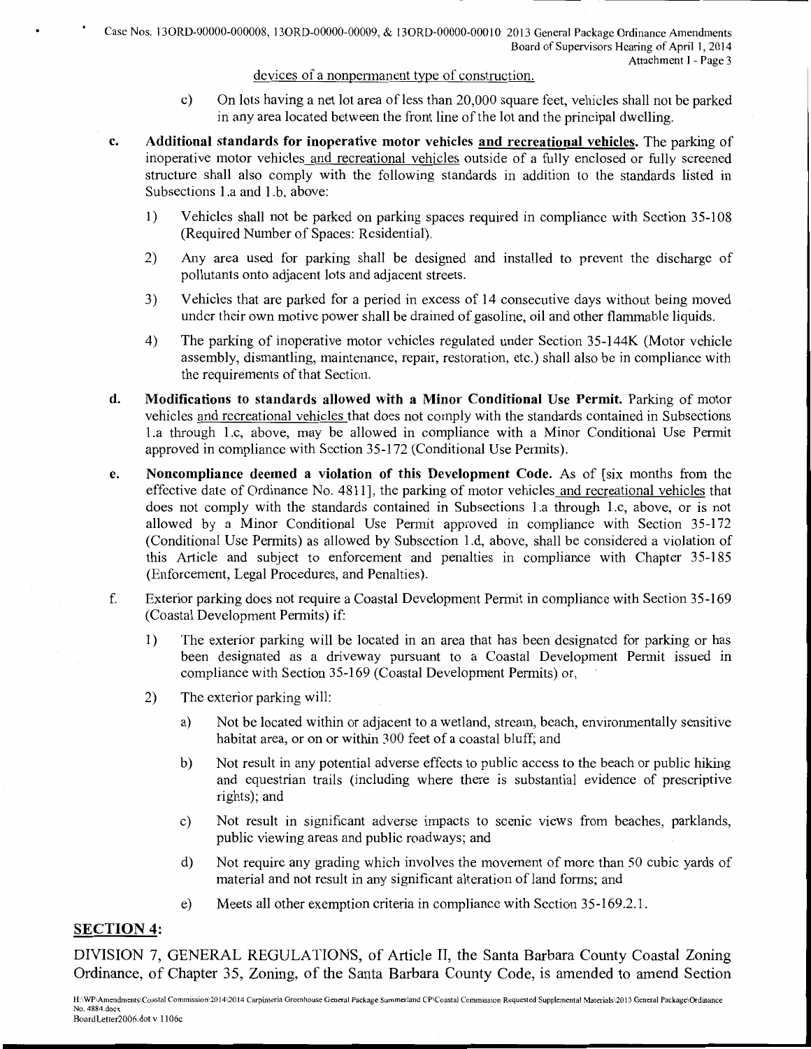devices of a nonpermanent type of construction.

c) On lots having a net lot area of less than 20,000 square feet, vehicles shall not be parked in any area located between the front line of the lot and the principal dwelling.

**c. Additional standards for inoperative motor vehicles and recreational vehicles.** The parking of inoperative motor vehicles and recreational vehicles outside of a fully enclosed or fully screened structure shall also comply with the following standards in addition to the standards listed in Subsections 1.a and 1.b, above:

1) Vehicles shall not be parked on parking spaces required in compliance with Section 35-108 (Required Number of Spaces: Residential).

2) Any area used for parking shall be designed and installed to prevent the discharge of pollutants onto adjacent lots and adjacent streets.

3) Vehicles that are parked for a period in excess of 14 consecutive days without being moved under their own motive power shall be drained of gasoline, oil and other flammable liquids.

4) The parking of inoperative motor vehicles regulated under Section 35-144K (Motor vehicle assembly, dismantling, maintenance, repair, restoration, etc.) shall also be in compliance with the requirements of that Section.

**d. Modifications to standards allowed with a Minor Conditional Use Permit.** Parking of motor vehicles and recreational vehicles that does not comply with the standards contained in Subsections 1.a through 1.c, above, may be allowed in compliance with a Minor Conditional Use Permit approved in compliance with Section 35-172 (Conditional Use Permits).

**e. Noncompliance deemed a violation of this Development Code.** As of [six months from the effective date of Ordinance No. 4811], the parking of motor vehicles and recreational vehicles that does not comply with the standards contained in Subsections 1.a through 1.c, above, or is not allowed by a Minor Conditional Use Permit approved in compliance with Section 35-172 (Conditional Use Permits) as allowed by Subsection 1.d, above, shall be considered a violation of this Article and subject to enforcement and penalties in compliance with Chapter 35-185 (Enforcement, Legal Procedures, and Penalties).

f. Exterior parking does not require a Coastal Development Permit in compliance with Section 35-169 (Coastal Development Permits) if:

1) The exterior parking will be located in an area that has been designated for parking or has been designated as a driveway pursuant to a Coastal Development Permit issued in compliance with Section 35-169 (Coastal Development Permits) or,

2) The exterior parking will:

a) Not be located within or adjacent to a wetland, stream, beach, environmentally sensitive habitat area, or on or within 300 feet of a coastal bluff; and

b) Not result in any potential adverse effects to public access to the beach or public hiking and equestrian trails (including where there is substantial evidence of prescriptive rights); and

c) Not result in significant adverse impacts to scenic views from beaches, parklands, public viewing areas and public roadways; and

d) Not require any grading which involves the movement of more than 50 cubic yards of material and not result in any significant alteration of land forms; and

e) Meets all other exemption criteria in compliance with Section 35-169.2.1.

## SECTION 4:

DIVISION 7, GENERAL REGULATIONS, of Article II, the Santa Barbara County Coastal Zoning Ordinance, of Chapter 35, Zoning, of the Santa Barbara County Code, is amended to amend Section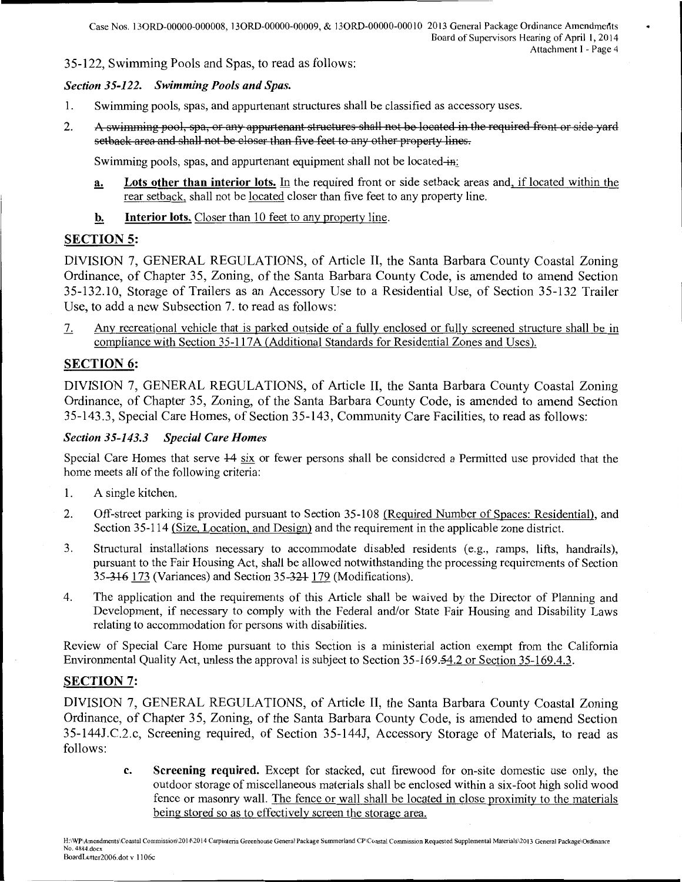35-122, Swimming Pools and Spas, to read as follows:

***Section 35-122. Swimming Pools and Spas.***

1. Swimming pools, spas, and appurtenant structures shall be classified as accessory uses.

2. ~~A swimming pool, spa, or any appurtenant structures shall not be located in the required front or side yard setback area and shall not be closer than five feet to any other property lines.~~

   Swimming pools, spas, and appurtenant equipment shall not be located ~~in~~:

   **a. Lots other than interior lots.** In the required front or side setback areas and, if located within the rear setback, shall not be located closer than five feet to any property line.

   **b. Interior lots.** Closer than 10 feet to any property line.

## SECTION 5:

DIVISION 7, GENERAL REGULATIONS, of Article II, the Santa Barbara County Coastal Zoning Ordinance, of Chapter 35, Zoning, of the Santa Barbara County Code, is amended to amend Section 35-132.10, Storage of Trailers as an Accessory Use to a Residential Use, of Section 35-132 Trailer Use, to add a new Subsection 7. to read as follows:

7. Any recreational vehicle that is parked outside of a fully enclosed or fully screened structure shall be in compliance with Section 35-117A (Additional Standards for Residential Zones and Uses).

## SECTION 6:

DIVISION 7, GENERAL REGULATIONS, of Article II, the Santa Barbara County Coastal Zoning Ordinance, of Chapter 35, Zoning, of the Santa Barbara County Code, is amended to amend Section 35-143.3, Special Care Homes, of Section 35-143, Community Care Facilities, to read as follows:

***Section 35-143.3 Special Care Homes***

Special Care Homes that serve ~~14~~ six or fewer persons shall be considered a Permitted use provided that the home meets all of the following criteria:

1. A single kitchen.
2. Off-street parking is provided pursuant to Section 35-108 (Required Number of Spaces: Residential), and Section 35-114 (Size, Location, and Design) and the requirement in the applicable zone district.
3. Structural installations necessary to accommodate disabled residents (e.g., ramps, lifts, handrails), pursuant to the Fair Housing Act, shall be allowed notwithstanding the processing requirements of Section 35-~~316~~ 173 (Variances) and Section 35-~~321~~ 179 (Modifications).
4. The application and the requirements of this Article shall be waived by the Director of Planning and Development, if necessary to comply with the Federal and/or State Fair Housing and Disability Laws relating to accommodation for persons with disabilities.

Review of Special Care Home pursuant to this Section is a ministerial action exempt from the California Environmental Quality Act, unless the approval is subject to Section 35-169.~~5~~4.2 or Section 35-169.4.3.

## SECTION 7:

DIVISION 7, GENERAL REGULATIONS, of Article II, the Santa Barbara County Coastal Zoning Ordinance, of Chapter 35, Zoning, of the Santa Barbara County Code, is amended to amend Section 35-144J.C.2.c, Screening required, of Section 35-144J, Accessory Storage of Materials, to read as follows:

> **c. Screening required.** Except for stacked, cut firewood for on-site domestic use only, the outdoor storage of miscellaneous materials shall be enclosed within a six-foot high solid wood fence or masonry wall. The fence or wall shall be located in close proximity to the materials being stored so as to effectively screen the storage area.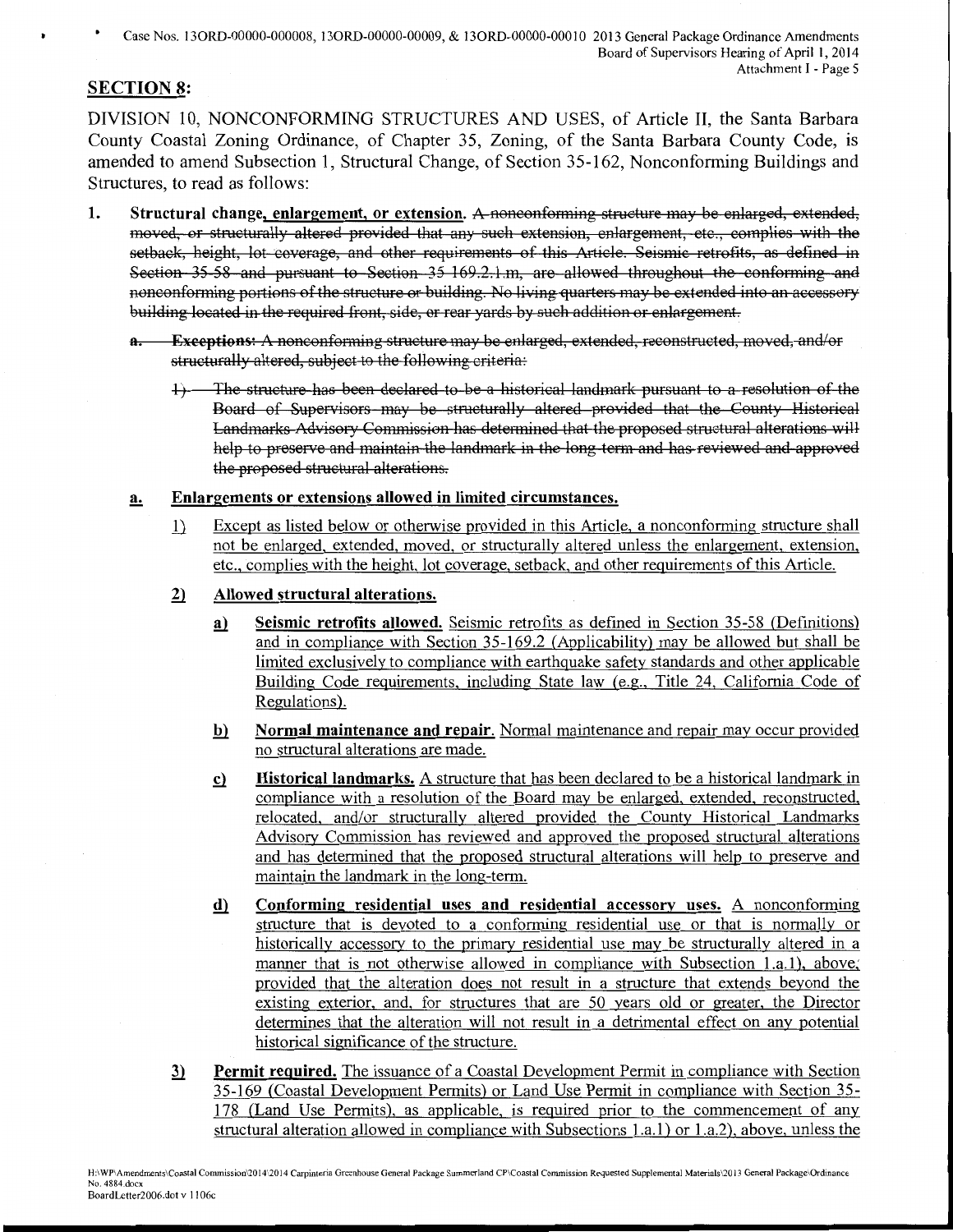## SECTION 8:

DIVISION 10, NONCONFORMING STRUCTURES AND USES, of Article II, the Santa Barbara County Coastal Zoning Ordinance, of Chapter 35, Zoning, of the Santa Barbara County Code, is amended to amend Subsection 1, Structural Change, of Section 35-162, Nonconforming Buildings and Structures, to read as follows:

1. **Structural change, enlargement, or extension.** ~~A nonconforming structure may be enlarged, extended, moved, or structurally altered provided that any such extension, enlargement, etc., complies with the setback, height, lot coverage, and other requirements of this Article. Seismic retrofits, as defined in Section 35-58 and pursuant to Section 35-169.2.1.m, are allowed throughout the conforming and nonconforming portions of the structure or building. No living quarters may be extended into an accessory building located in the required front, side, or rear yards by such addition or enlargement.~~

   ~~a. **Exceptions:** A nonconforming structure may be enlarged, extended, reconstructed, moved, and/or structurally altered, subject to the following criteria:~~

   ~~1) The structure has been declared to be a historical landmark pursuant to a resolution of the Board of Supervisors may be structurally altered provided that the County Historical Landmarks Advisory Commission has determined that the proposed structural alterations will help to preserve and maintain the landmark in the long term and has reviewed and approved the proposed structural alterations.~~

   **a. Enlargements or extensions allowed in limited circumstances.**

   1) Except as listed below or otherwise provided in this Article, a nonconforming structure shall not be enlarged, extended, moved, or structurally altered unless the enlargement, extension, etc., complies with the height, lot coverage, setback, and other requirements of this Article.

   **2) Allowed structural alterations.**

   a) **Seismic retrofits allowed.** Seismic retrofits as defined in Section 35-58 (Definitions) and in compliance with Section 35-169.2 (Applicability) may be allowed but shall be limited exclusively to compliance with earthquake safety standards and other applicable Building Code requirements, including State law (e.g., Title 24, California Code of Regulations).

   b) **Normal maintenance and repair.** Normal maintenance and repair may occur provided no structural alterations are made.

   c) **Historical landmarks.** A structure that has been declared to be a historical landmark in compliance with a resolution of the Board may be enlarged, extended, reconstructed, relocated, and/or structurally altered provided the County Historical Landmarks Advisory Commission has reviewed and approved the proposed structural alterations and has determined that the proposed structural alterations will help to preserve and maintain the landmark in the long-term.

   d) **Conforming residential uses and residential accessory uses.** A nonconforming structure that is devoted to a conforming residential use or that is normally or historically accessory to the primary residential use may be structurally altered in a manner that is not otherwise allowed in compliance with Subsection 1.a.1), above, provided that the alteration does not result in a structure that extends beyond the existing exterior, and, for structures that are 50 years old or greater, the Director determines that the alteration will not result in a detrimental effect on any potential historical significance of the structure.

   **3) Permit required.** The issuance of a Coastal Development Permit in compliance with Section 35-169 (Coastal Development Permits) or Land Use Permit in compliance with Section 35-178 (Land Use Permits), as applicable, is required prior to the commencement of any structural alteration allowed in compliance with Subsections 1.a.1) or 1.a.2), above, unless the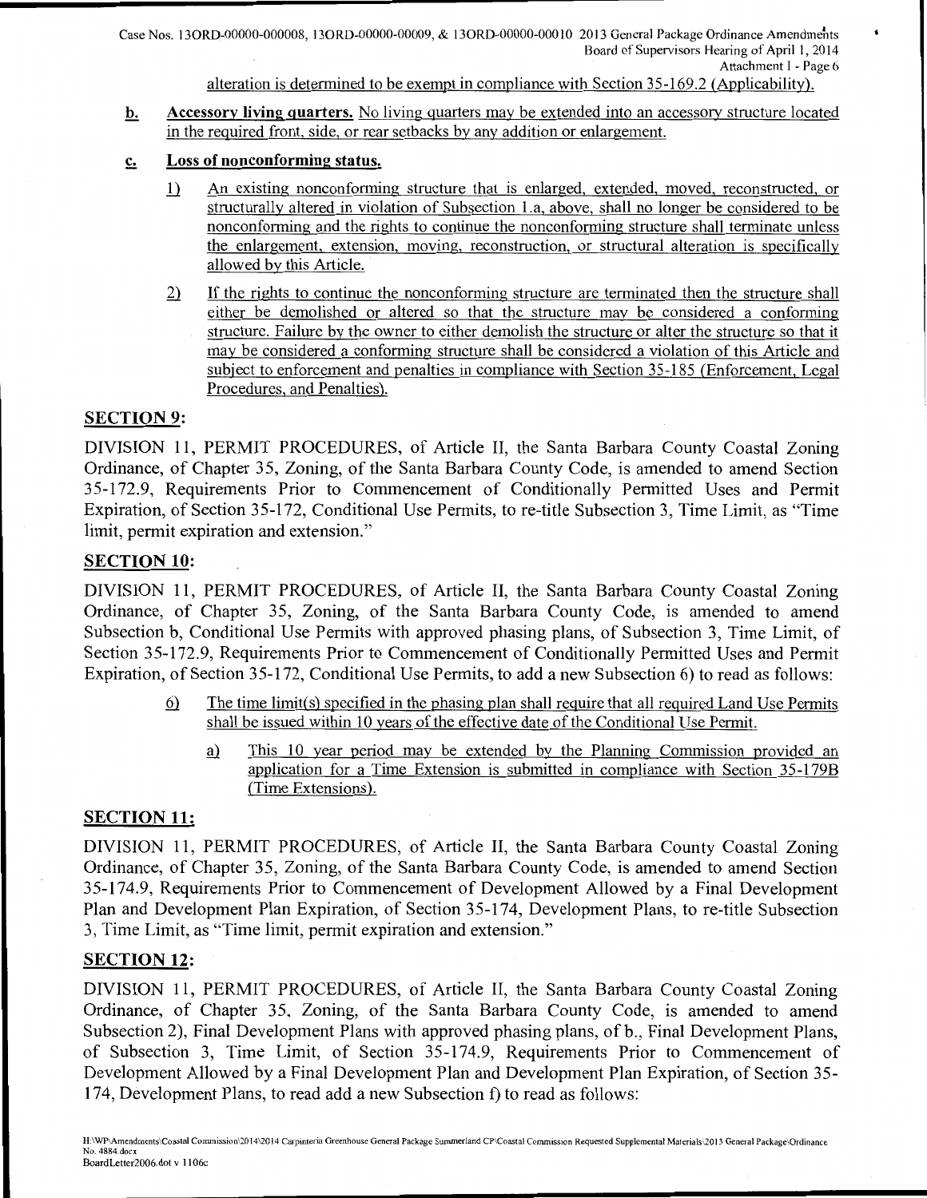alteration is determined to be exempt in compliance with Section 35-169.2 (Applicability).

**b. Accessory living quarters.** No living quarters may be extended into an accessory structure located in the required front, side, or rear setbacks by any addition or enlargement.

**c. Loss of nonconforming status.**

1) An existing nonconforming structure that is enlarged, extended, moved, reconstructed, or structurally altered in violation of Subsection 1.a, above, shall no longer be considered to be nonconforming and the rights to continue the nonconforming structure shall terminate unless the enlargement, extension, moving, reconstruction, or structural alteration is specifically allowed by this Article.

2) If the rights to continue the nonconforming structure are terminated then the structure shall either be demolished or altered so that the structure may be considered a conforming structure. Failure by the owner to either demolish the structure or alter the structure so that it may be considered a conforming structure shall be considered a violation of this Article and subject to enforcement and penalties in compliance with Section 35-185 (Enforcement, Legal Procedures, and Penalties).

## SECTION 9:

DIVISION 11, PERMIT PROCEDURES, of Article II, the Santa Barbara County Coastal Zoning Ordinance, of Chapter 35, Zoning, of the Santa Barbara County Code, is amended to amend Section 35-172.9, Requirements Prior to Commencement of Conditionally Permitted Uses and Permit Expiration, of Section 35-172, Conditional Use Permits, to re-title Subsection 3, Time Limit, as "Time limit, permit expiration and extension."

## SECTION 10:

DIVISION 11, PERMIT PROCEDURES, of Article II, the Santa Barbara County Coastal Zoning Ordinance, of Chapter 35, Zoning, of the Santa Barbara County Code, is amended to amend Subsection b, Conditional Use Permits with approved phasing plans, of Subsection 3, Time Limit, of Section 35-172.9, Requirements Prior to Commencement of Conditionally Permitted Uses and Permit Expiration, of Section 35-172, Conditional Use Permits, to add a new Subsection 6) to read as follows:

6) The time limit(s) specified in the phasing plan shall require that all required Land Use Permits shall be issued within 10 years of the effective date of the Conditional Use Permit.

   a) This 10 year period may be extended by the Planning Commission provided an application for a Time Extension is submitted in compliance with Section 35-179B (Time Extensions).

## SECTION 11:

DIVISION 11, PERMIT PROCEDURES, of Article II, the Santa Barbara County Coastal Zoning Ordinance, of Chapter 35, Zoning, of the Santa Barbara County Code, is amended to amend Section 35-174.9, Requirements Prior to Commencement of Development Allowed by a Final Development Plan and Development Plan Expiration, of Section 35-174, Development Plans, to re-title Subsection 3, Time Limit, as "Time limit, permit expiration and extension."

## SECTION 12:

DIVISION 11, PERMIT PROCEDURES, of Article II, the Santa Barbara County Coastal Zoning Ordinance, of Chapter 35, Zoning, of the Santa Barbara County Code, is amended to amend Subsection 2), Final Development Plans with approved phasing plans, of b., Final Development Plans, of Subsection 3, Time Limit, of Section 35-174.9, Requirements Prior to Commencement of Development Allowed by a Final Development Plan and Development Plan Expiration, of Section 35-174, Development Plans, to read add a new Subsection f) to read as follows: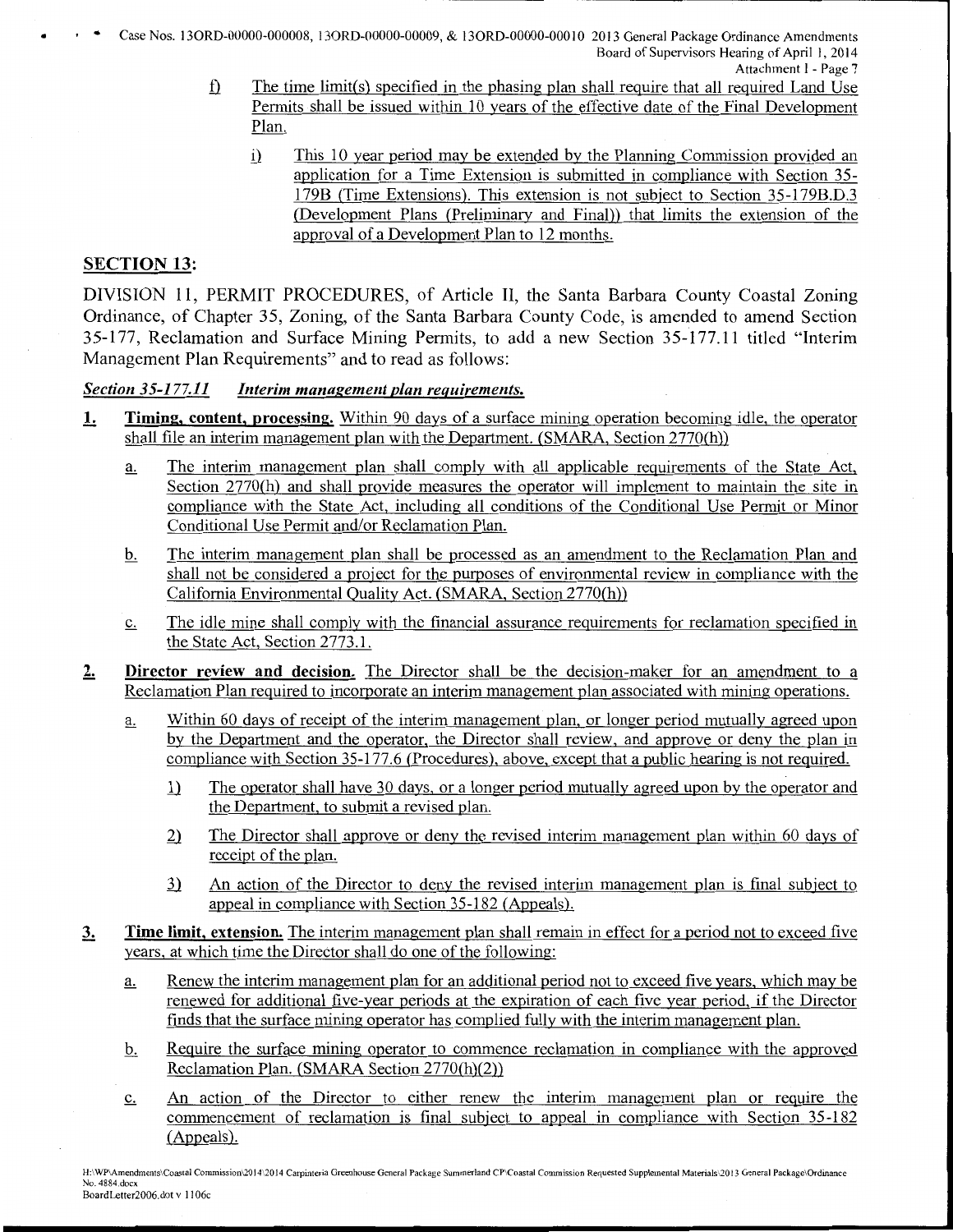f) The time limit(s) specified in the phasing plan shall require that all required Land Use Permits shall be issued within 10 years of the effective date of the Final Development Plan.

i) This 10 year period may be extended by the Planning Commission provided an application for a Time Extension is submitted in compliance with Section 35-179B (Time Extensions). This extension is not subject to Section 35-179B.D.3 (Development Plans (Preliminary and Final)) that limits the extension of the approval of a Development Plan to 12 months.

## SECTION 13:

DIVISION 11, PERMIT PROCEDURES, of Article II, the Santa Barbara County Coastal Zoning Ordinance, of Chapter 35, Zoning, of the Santa Barbara County Code, is amended to amend Section 35-177, Reclamation and Surface Mining Permits, to add a new Section 35-177.11 titled "Interim Management Plan Requirements" and to read as follows:

***Section 35-177.11 Interim management plan requirements.***

**1. Timing, content, processing.** Within 90 days of a surface mining operation becoming idle, the operator shall file an interim management plan with the Department. (SMARA, Section 2770(h))

a. The interim management plan shall comply with all applicable requirements of the State Act, Section 2770(h) and shall provide measures the operator will implement to maintain the site in compliance with the State Act, including all conditions of the Conditional Use Permit or Minor Conditional Use Permit and/or Reclamation Plan.

b. The interim management plan shall be processed as an amendment to the Reclamation Plan and shall not be considered a project for the purposes of environmental review in compliance with the California Environmental Quality Act. (SMARA, Section 2770(h))

c. The idle mine shall comply with the financial assurance requirements for reclamation specified in the State Act, Section 2773.1.

**2. Director review and decision.** The Director shall be the decision-maker for an amendment to a Reclamation Plan required to incorporate an interim management plan associated with mining operations.

a. Within 60 days of receipt of the interim management plan, or longer period mutually agreed upon by the Department and the operator, the Director shall review, and approve or deny the plan in compliance with Section 35-177.6 (Procedures), above, except that a public hearing is not required.

1) The operator shall have 30 days, or a longer period mutually agreed upon by the operator and the Department, to submit a revised plan.

2) The Director shall approve or deny the revised interim management plan within 60 days of receipt of the plan.

3) An action of the Director to deny the revised interim management plan is final subject to appeal in compliance with Section 35-182 (Appeals).

**3. Time limit, extension.** The interim management plan shall remain in effect for a period not to exceed five years, at which time the Director shall do one of the following:

a. Renew the interim management plan for an additional period not to exceed five years, which may be renewed for additional five-year periods at the expiration of each five year period, if the Director finds that the surface mining operator has complied fully with the interim management plan.

b. Require the surface mining operator to commence reclamation in compliance with the approved Reclamation Plan. (SMARA Section 2770(h)(2))

c. An action of the Director to either renew the interim management plan or require the commencement of reclamation is final subject to appeal in compliance with Section 35-182 (Appeals).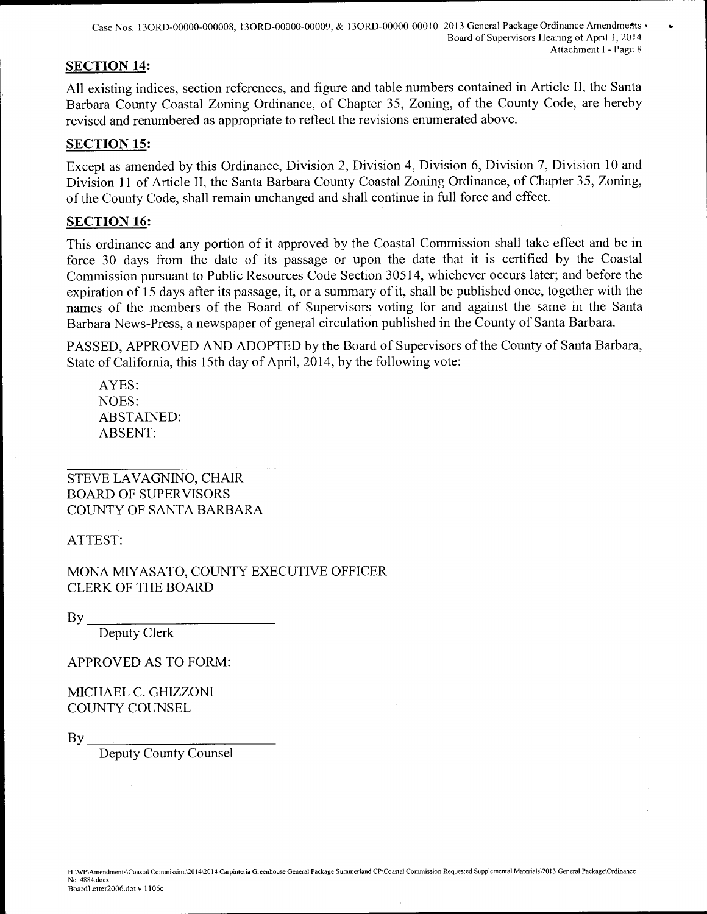## SECTION 14:

All existing indices, section references, and figure and table numbers contained in Article II, the Santa Barbara County Coastal Zoning Ordinance, of Chapter 35, Zoning, of the County Code, are hereby revised and renumbered as appropriate to reflect the revisions enumerated above.

## SECTION 15:

Except as amended by this Ordinance, Division 2, Division 4, Division 6, Division 7, Division 10 and Division 11 of Article II, the Santa Barbara County Coastal Zoning Ordinance, of Chapter 35, Zoning, of the County Code, shall remain unchanged and shall continue in full force and effect.

## SECTION 16:

This ordinance and any portion of it approved by the Coastal Commission shall take effect and be in force 30 days from the date of its passage or upon the date that it is certified by the Coastal Commission pursuant to Public Resources Code Section 30514, whichever occurs later; and before the expiration of 15 days after its passage, it, or a summary of it, shall be published once, together with the names of the members of the Board of Supervisors voting for and against the same in the Santa Barbara News-Press, a newspaper of general circulation published in the County of Santa Barbara.

PASSED, APPROVED AND ADOPTED by the Board of Supervisors of the County of Santa Barbara, State of California, this 15th day of April, 2014, by the following vote:

AYES:
NOES:
ABSTAINED:
ABSENT:

\_\_\_\_\_\_\_\_\_\_\_\_\_\_\_\_\_\_\_\_\_\_\_\_\_\_\_\_

STEVE LAVAGNINO, CHAIR
BOARD OF SUPERVISORS
COUNTY OF SANTA BARBARA

ATTEST:

MONA MIYASATO, COUNTY EXECUTIVE OFFICER
CLERK OF THE BOARD

By \_\_\_\_\_\_\_\_\_\_\_\_\_\_\_\_\_\_\_\_\_\_\_\_\_\_\_\_
Deputy Clerk

APPROVED AS TO FORM:

MICHAEL C. GHIZZONI
COUNTY COUNSEL

By \_\_\_\_\_\_\_\_\_\_\_\_\_\_\_\_\_\_\_\_\_\_\_\_\_\_\_\_
Deputy County Counsel

H:\WP\Amendments\Coastal Commission\2014\2014 Carpinteria Greenhouse General Package Summerland CP\Coastal Commission Requested Supplemental Materials\2013 General Package\Ordinance No. 4884.docx
BoardLetter2006.dot v 1106c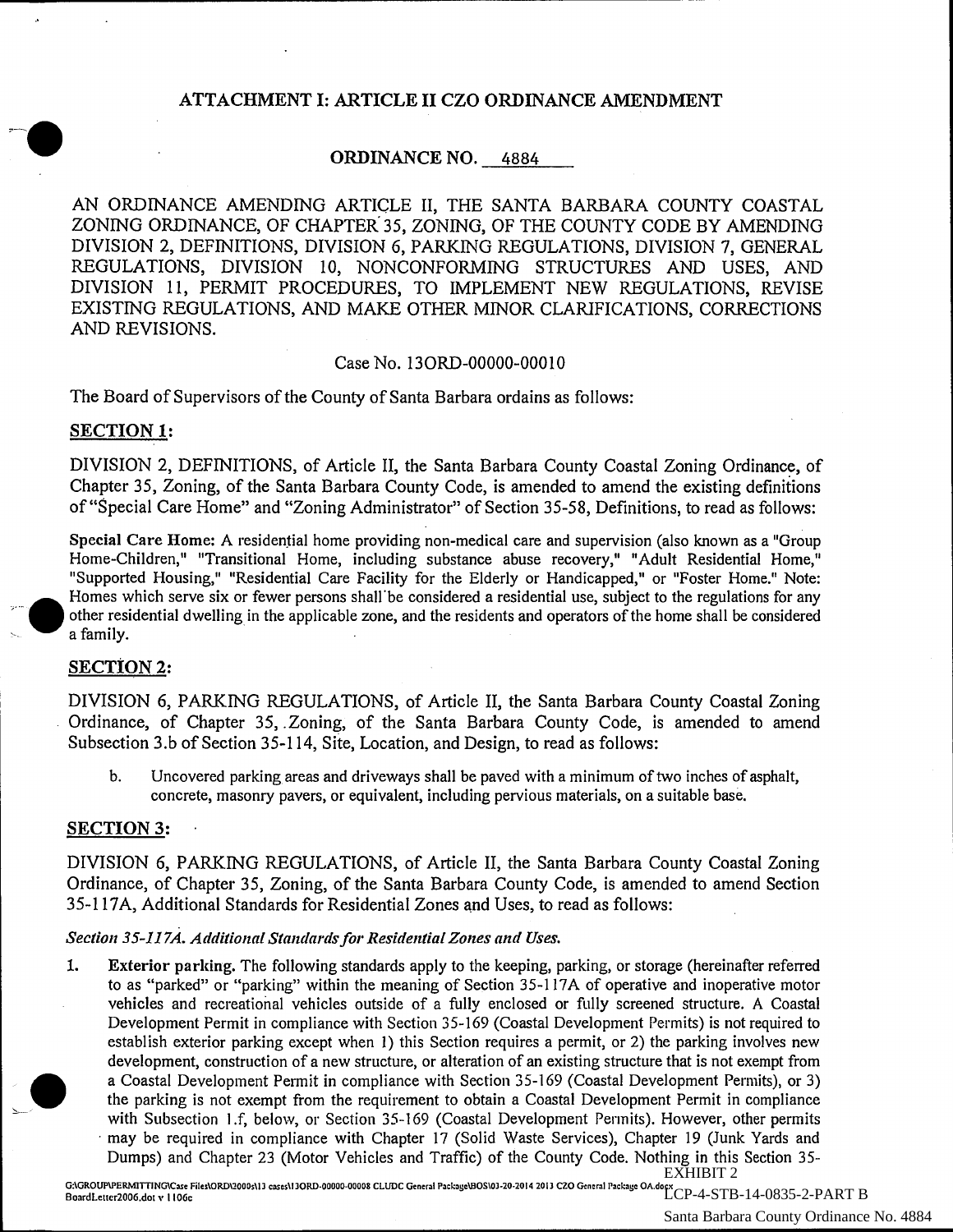## ATTACHMENT I: ARTICLE II CZO ORDINANCE AMENDMENT

### ORDINANCE NO. 4884

AN ORDINANCE AMENDING ARTICLE II, THE SANTA BARBARA COUNTY COASTAL ZONING ORDINANCE, OF CHAPTER 35, ZONING, OF THE COUNTY CODE BY AMENDING DIVISION 2, DEFINITIONS, DIVISION 6, PARKING REGULATIONS, DIVISION 7, GENERAL REGULATIONS, DIVISION 10, NONCONFORMING STRUCTURES AND USES, AND DIVISION 11, PERMIT PROCEDURES, TO IMPLEMENT NEW REGULATIONS, REVISE EXISTING REGULATIONS, AND MAKE OTHER MINOR CLARIFICATIONS, CORRECTIONS AND REVISIONS.

Case No. 13ORD-00000-00010

The Board of Supervisors of the County of Santa Barbara ordains as follows:

**SECTION 1:**

DIVISION 2, DEFINITIONS, of Article II, the Santa Barbara County Coastal Zoning Ordinance, of Chapter 35, Zoning, of the Santa Barbara County Code, is amended to amend the existing definitions of "Special Care Home" and "Zoning Administrator" of Section 35-58, Definitions, to read as follows:

**Special Care Home:** A residential home providing non-medical care and supervision (also known as a "Group Home-Children," "Transitional Home, including substance abuse recovery," "Adult Residential Home," "Supported Housing," "Residential Care Facility for the Elderly or Handicapped," or "Foster Home." Note: Homes which serve six or fewer persons shall be considered a residential use, subject to the regulations for any other residential dwelling in the applicable zone, and the residents and operators of the home shall be considered a family.

**SECTION 2:**

DIVISION 6, PARKING REGULATIONS, of Article II, the Santa Barbara County Coastal Zoning Ordinance, of Chapter 35, Zoning, of the Santa Barbara County Code, is amended to amend Subsection 3.b of Section 35-114, Site, Location, and Design, to read as follows:

b. Uncovered parking areas and driveways shall be paved with a minimum of two inches of asphalt, concrete, masonry pavers, or equivalent, including pervious materials, on a suitable base.

**SECTION 3:**

DIVISION 6, PARKING REGULATIONS, of Article II, the Santa Barbara County Coastal Zoning Ordinance, of Chapter 35, Zoning, of the Santa Barbara County Code, is amended to amend Section 35-117A, Additional Standards for Residential Zones and Uses, to read as follows:

***Section 35-117A. Additional Standards for Residential Zones and Uses.***

1. **Exterior parking.** The following standards apply to the keeping, parking, or storage (hereinafter referred to as "parked" or "parking" within the meaning of Section 35-117A of operative and inoperative motor vehicles and recreational vehicles outside of a fully enclosed or fully screened structure. A Coastal Development Permit in compliance with Section 35-169 (Coastal Development Permits) is not required to establish exterior parking except when 1) this Section requires a permit, or 2) the parking involves new development, construction of a new structure, or alteration of an existing structure that is not exempt from a Coastal Development Permit in compliance with Section 35-169 (Coastal Development Permits), or 3) the parking is not exempt from the requirement to obtain a Coastal Development Permit in compliance with Subsection 1.f, below, or Section 35-169 (Coastal Development Permits). However, other permits may be required in compliance with Chapter 17 (Solid Waste Services), Chapter 19 (Junk Yards and Dumps) and Chapter 23 (Motor Vehicles and Traffic) of the County Code. Nothing in this Section 35-

EXHIBIT 2
LCP-4-STB-14-0835-2-PART B
Santa Barbara County Ordinance No. 4884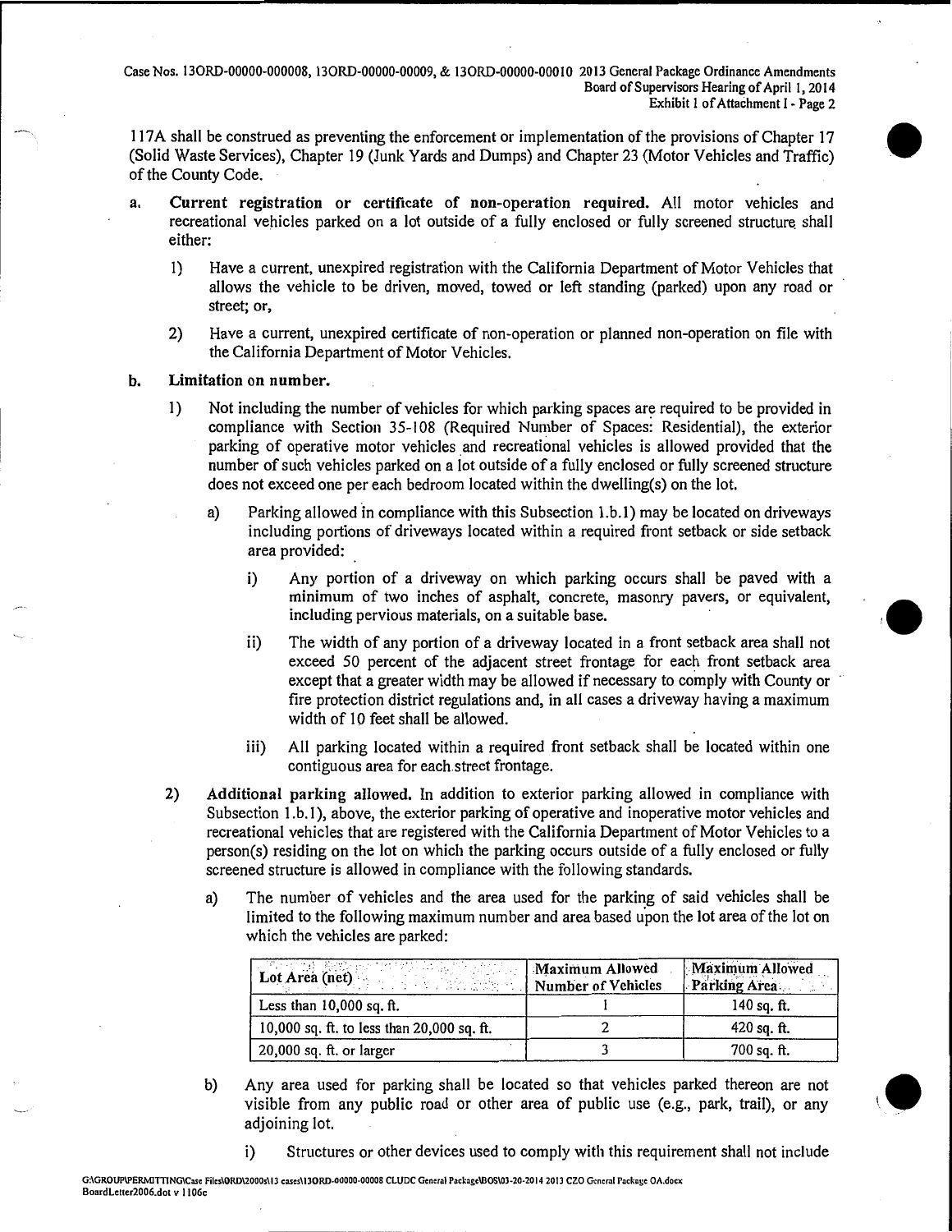117A shall be construed as preventing the enforcement or implementation of the provisions of Chapter 17 (Solid Waste Services), Chapter 19 (Junk Yards and Dumps) and Chapter 23 (Motor Vehicles and Traffic) of the County Code.

a. **Current registration or certificate of non-operation required.** All motor vehicles and recreational vehicles parked on a lot outside of a fully enclosed or fully screened structure shall either:

   1) Have a current, unexpired registration with the California Department of Motor Vehicles that allows the vehicle to be driven, moved, towed or left standing (parked) upon any road or street; or,

   2) Have a current, unexpired certificate of non-operation or planned non-operation on file with the California Department of Motor Vehicles.

b. **Limitation on number.**

   1) Not including the number of vehicles for which parking spaces are required to be provided in compliance with Section 35-108 (Required Number of Spaces: Residential), the exterior parking of operative motor vehicles and recreational vehicles is allowed provided that the number of such vehicles parked on a lot outside of a fully enclosed or fully screened structure does not exceed one per each bedroom located within the dwelling(s) on the lot.

      a) Parking allowed in compliance with this Subsection 1.b.1) may be located on driveways including portions of driveways located within a required front setback or side setback area provided:

         i) Any portion of a driveway on which parking occurs shall be paved with a minimum of two inches of asphalt, concrete, masonry pavers, or equivalent, including pervious materials, on a suitable base.

         ii) The width of any portion of a driveway located in a front setback area shall not exceed 50 percent of the adjacent street frontage for each front setback area except that a greater width may be allowed if necessary to comply with County or fire protection district regulations and, in all cases a driveway having a maximum width of 10 feet shall be allowed.

         iii) All parking located within a required front setback shall be located within one contiguous area for each street frontage.

   2) **Additional parking allowed.** In addition to exterior parking allowed in compliance with Subsection 1.b.1), above, the exterior parking of operative and inoperative motor vehicles and recreational vehicles that are registered with the California Department of Motor Vehicles to a person(s) residing on the lot on which the parking occurs outside of a fully enclosed or fully screened structure is allowed in compliance with the following standards.

      a) The number of vehicles and the area used for the parking of said vehicles shall be limited to the following maximum number and area based upon the lot area of the lot on which the vehicles are parked:

| Lot Area (net) | Maximum Allowed Number of Vehicles | Maximum Allowed Parking Area |
|---|---|---|
| Less than 10,000 sq. ft. | 1 | 140 sq. ft. |
| 10,000 sq. ft. to less than 20,000 sq. ft. | 2 | 420 sq. ft. |
| 20,000 sq. ft. or larger | 3 | 700 sq. ft. |

      b) Any area used for parking shall be located so that vehicles parked thereon are not visible from any public road or other area of public use (e.g., park, trail), or any adjoining lot.

         i) Structures or other devices used to comply with this requirement shall not include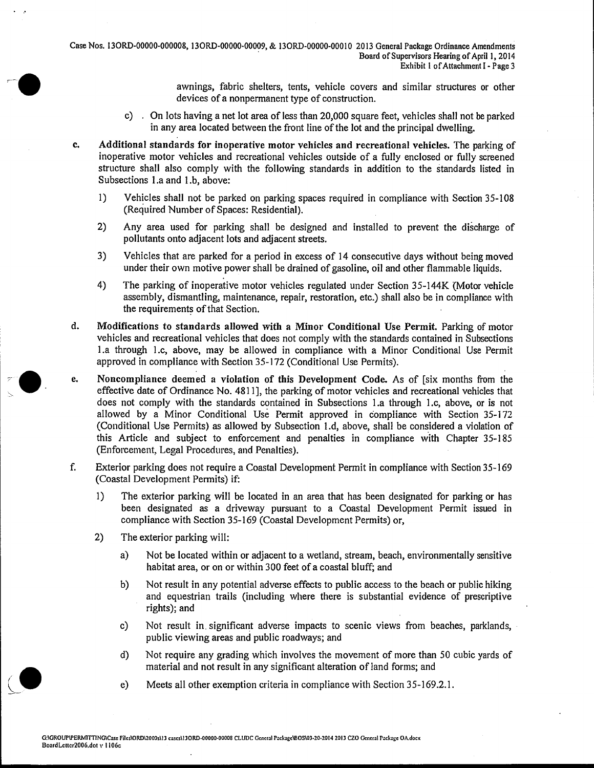awnings, fabric shelters, tents, vehicle covers and similar structures or other devices of a nonpermanent type of construction.

c) On lots having a net lot area of less than 20,000 square feet, vehicles shall not be parked in any area located between the front line of the lot and the principal dwelling.

c. **Additional standards for inoperative motor vehicles and recreational vehicles.** The parking of inoperative motor vehicles and recreational vehicles outside of a fully enclosed or fully screened structure shall also comply with the following standards in addition to the standards listed in Subsections 1.a and 1.b, above:

1) Vehicles shall not be parked on parking spaces required in compliance with Section 35-108 (Required Number of Spaces: Residential).

2) Any area used for parking shall be designed and installed to prevent the discharge of pollutants onto adjacent lots and adjacent streets.

3) Vehicles that are parked for a period in excess of 14 consecutive days without being moved under their own motive power shall be drained of gasoline, oil and other flammable liquids.

4) The parking of inoperative motor vehicles regulated under Section 35-144K (Motor vehicle assembly, dismantling, maintenance, repair, restoration, etc.) shall also be in compliance with the requirements of that Section.

d. **Modifications to standards allowed with a Minor Conditional Use Permit.** Parking of motor vehicles and recreational vehicles that does not comply with the standards contained in Subsections 1.a through 1.c, above, may be allowed in compliance with a Minor Conditional Use Permit approved in compliance with Section 35-172 (Conditional Use Permits).

e. **Noncompliance deemed a violation of this Development Code.** As of [six months from the effective date of Ordinance No. 4811], the parking of motor vehicles and recreational vehicles that does not comply with the standards contained in Subsections 1.a through 1.c, above, or is not allowed by a Minor Conditional Use Permit approved in compliance with Section 35-172 (Conditional Use Permits) as allowed by Subsection 1.d, above, shall be considered a violation of this Article and subject to enforcement and penalties in compliance with Chapter 35-185 (Enforcement, Legal Procedures, and Penalties).

f. Exterior parking does not require a Coastal Development Permit in compliance with Section 35-169 (Coastal Development Permits) if:

1) The exterior parking will be located in an area that has been designated for parking or has been designated as a driveway pursuant to a Coastal Development Permit issued in compliance with Section 35-169 (Coastal Development Permits) or,

2) The exterior parking will:

a) Not be located within or adjacent to a wetland, stream, beach, environmentally sensitive habitat area, or on or within 300 feet of a coastal bluff; and

b) Not result in any potential adverse effects to public access to the beach or public hiking and equestrian trails (including where there is substantial evidence of prescriptive rights); and

c) Not result in significant adverse impacts to scenic views from beaches, parklands, public viewing areas and public roadways; and

d) Not require any grading which involves the movement of more than 50 cubic yards of material and not result in any significant alteration of land forms; and

e) Meets all other exemption criteria in compliance with Section 35-169.2.1.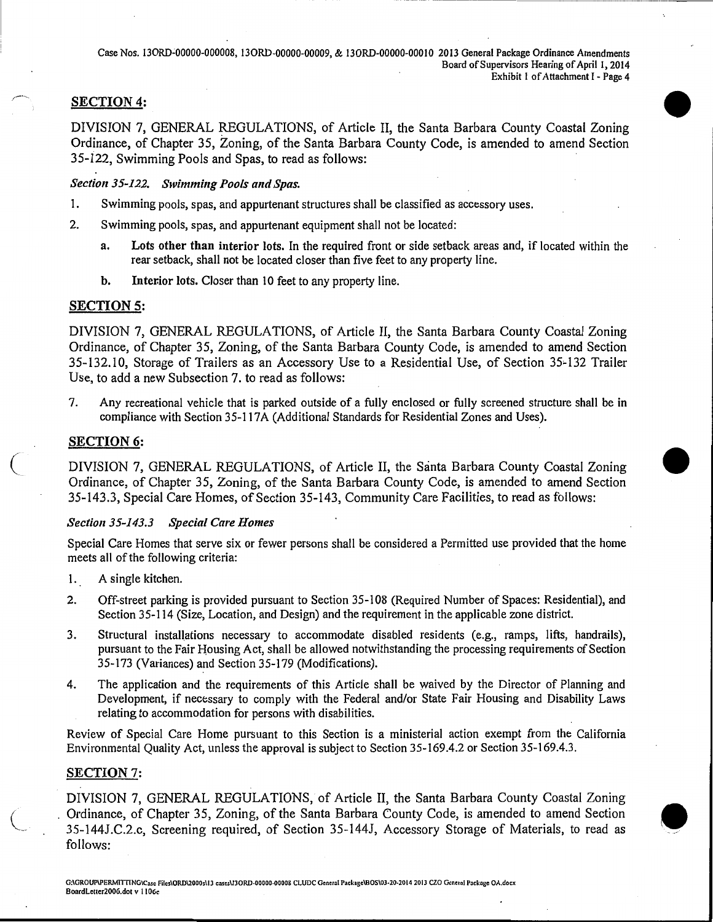## SECTION 4:

DIVISION 7, GENERAL REGULATIONS, of Article II, the Santa Barbara County Coastal Zoning Ordinance, of Chapter 35, Zoning, of the Santa Barbara County Code, is amended to amend Section 35-122, Swimming Pools and Spas, to read as follows:

*Section 35-122. Swimming Pools and Spas.*

1. Swimming pools, spas, and appurtenant structures shall be classified as accessory uses.
2. Swimming pools, spas, and appurtenant equipment shall not be located:
   a. **Lots other than interior lots.** In the required front or side setback areas and, if located within the rear setback, shall not be located closer than five feet to any property line.
   b. **Interior lots.** Closer than 10 feet to any property line.

## SECTION 5:

DIVISION 7, GENERAL REGULATIONS, of Article II, the Santa Barbara County Coastal Zoning Ordinance, of Chapter 35, Zoning, of the Santa Barbara County Code, is amended to amend Section 35-132.10, Storage of Trailers as an Accessory Use to a Residential Use, of Section 35-132 Trailer Use, to add a new Subsection 7. to read as follows:

7. Any recreational vehicle that is parked outside of a fully enclosed or fully screened structure shall be in compliance with Section 35-117A (Additional Standards for Residential Zones and Uses).

## SECTION 6:

DIVISION 7, GENERAL REGULATIONS, of Article II, the Santa Barbara County Coastal Zoning Ordinance, of Chapter 35, Zoning, of the Santa Barbara County Code, is amended to amend Section 35-143.3, Special Care Homes, of Section 35-143, Community Care Facilities, to read as follows:

*Section 35-143.3 Special Care Homes*

Special Care Homes that serve six or fewer persons shall be considered a Permitted use provided that the home meets all of the following criteria:

1. A single kitchen.
2. Off-street parking is provided pursuant to Section 35-108 (Required Number of Spaces: Residential), and Section 35-114 (Size, Location, and Design) and the requirement in the applicable zone district.
3. Structural installations necessary to accommodate disabled residents (e.g., ramps, lifts, handrails), pursuant to the Fair Housing Act, shall be allowed notwithstanding the processing requirements of Section 35-173 (Variances) and Section 35-179 (Modifications).
4. The application and the requirements of this Article shall be waived by the Director of Planning and Development, if necessary to comply with the Federal and/or State Fair Housing and Disability Laws relating to accommodation for persons with disabilities.

Review of Special Care Home pursuant to this Section is a ministerial action exempt from the California Environmental Quality Act, unless the approval is subject to Section 35-169.4.2 or Section 35-169.4.3.

## SECTION 7:

DIVISION 7, GENERAL REGULATIONS, of Article II, the Santa Barbara County Coastal Zoning Ordinance, of Chapter 35, Zoning, of the Santa Barbara County Code, is amended to amend Section 35-144J.C.2.c, Screening required, of Section 35-144J, Accessory Storage of Materials, to read as follows: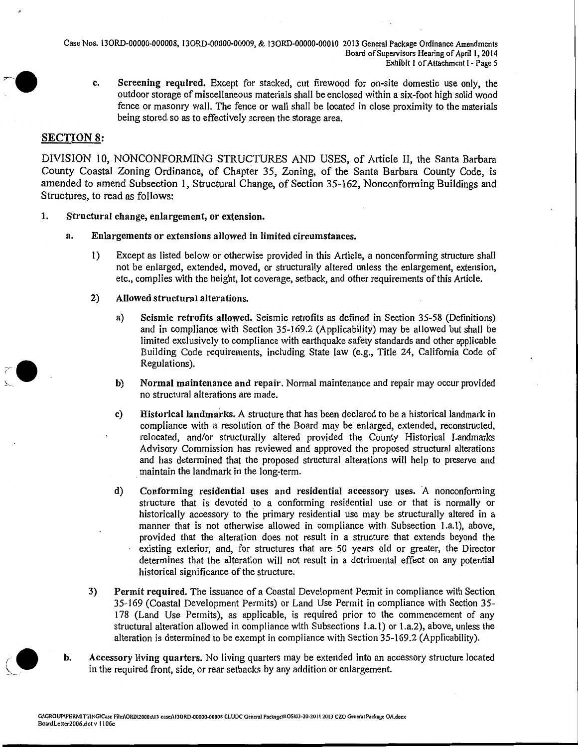c. **Screening required.** Except for stacked, cut firewood for on-site domestic use only, the outdoor storage of miscellaneous materials shall be enclosed within a six-foot high solid wood fence or masonry wall. The fence or wall shall be located in close proximity to the materials being stored so as to effectively screen the storage area.

## SECTION 8:

DIVISION 10, NONCONFORMING STRUCTURES AND USES, of Article II, the Santa Barbara County Coastal Zoning Ordinance, of Chapter 35, Zoning, of the Santa Barbara County Code, is amended to amend Subsection 1, Structural Change, of Section 35-162, Nonconforming Buildings and Structures, to read as follows:

1. **Structural change, enlargement, or extension.**

   a. **Enlargements or extensions allowed in limited circumstances.**

      1) Except as listed below or otherwise provided in this Article, a nonconforming structure shall not be enlarged, extended, moved, or structurally altered unless the enlargement, extension, etc., complies with the height, lot coverage, setback, and other requirements of this Article.

      2) **Allowed structural alterations.**

         a) **Seismic retrofits allowed.** Seismic retrofits as defined in Section 35-58 (Definitions) and in compliance with Section 35-169.2 (Applicability) may be allowed but shall be limited exclusively to compliance with earthquake safety standards and other applicable Building Code requirements, including State law (e.g., Title 24, California Code of Regulations).

         b) **Normal maintenance and repair.** Normal maintenance and repair may occur provided no structural alterations are made.

         c) **Historical landmarks.** A structure that has been declared to be a historical landmark in compliance with a resolution of the Board may be enlarged, extended, reconstructed, relocated, and/or structurally altered provided the County Historical Landmarks Advisory Commission has reviewed and approved the proposed structural alterations and has determined that the proposed structural alterations will help to preserve and maintain the landmark in the long-term.

         d) **Conforming residential uses and residential accessory uses.** A nonconforming structure that is devoted to a conforming residential use or that is normally or historically accessory to the primary residential use may be structurally altered in a manner that is not otherwise allowed in compliance with Subsection 1.a.1), above, provided that the alteration does not result in a structure that extends beyond the existing exterior, and, for structures that are 50 years old or greater, the Director determines that the alteration will not result in a detrimental effect on any potential historical significance of the structure.

      3) **Permit required.** The issuance of a Coastal Development Permit in compliance with Section 35-169 (Coastal Development Permits) or Land Use Permit in compliance with Section 35-178 (Land Use Permits), as applicable, is required prior to the commencement of any structural alteration allowed in compliance with Subsections 1.a.1) or 1.a.2), above, unless the alteration is determined to be exempt in compliance with Section 35-169.2 (Applicability).

   b. **Accessory living quarters.** No living quarters may be extended into an accessory structure located in the required front, side, or rear setbacks by any addition or enlargement.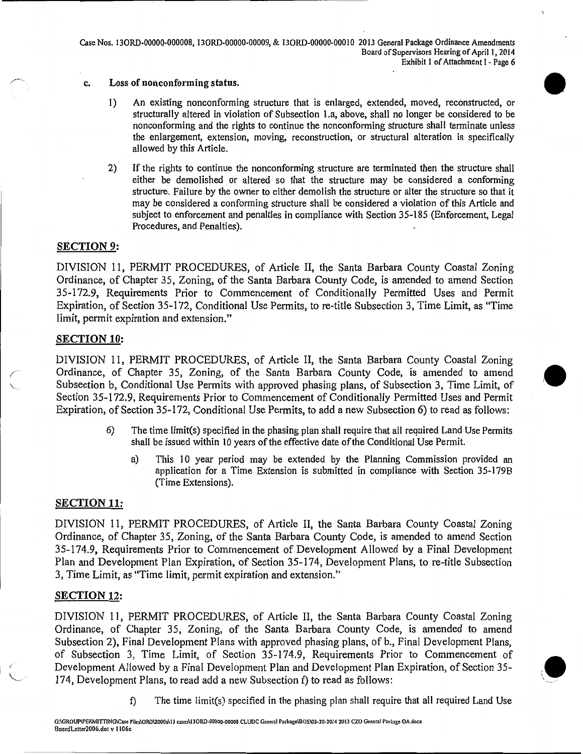c. **Loss of nonconforming status.**

1) An existing nonconforming structure that is enlarged, extended, moved, reconstructed, or structurally altered in violation of Subsection 1.a, above, shall no longer be considered to be nonconforming and the rights to continue the nonconforming structure shall terminate unless the enlargement, extension, moving, reconstruction, or structural alteration is specifically allowed by this Article.

2) If the rights to continue the nonconforming structure are terminated then the structure shall either be demolished or altered so that the structure may be considered a conforming structure. Failure by the owner to either demolish the structure or alter the structure so that it may be considered a conforming structure shall be considered a violation of this Article and subject to enforcement and penalties in compliance with Section 35-185 (Enforcement, Legal Procedures, and Penalties).

## SECTION 9:

DIVISION 11, PERMIT PROCEDURES, of Article II, the Santa Barbara County Coastal Zoning Ordinance, of Chapter 35, Zoning, of the Santa Barbara County Code, is amended to amend Section 35-172.9, Requirements Prior to Commencement of Conditionally Permitted Uses and Permit Expiration, of Section 35-172, Conditional Use Permits, to re-title Subsection 3, Time Limit, as "Time limit, permit expiration and extension."

## SECTION 10:

DIVISION 11, PERMIT PROCEDURES, of Article II, the Santa Barbara County Coastal Zoning Ordinance, of Chapter 35, Zoning, of the Santa Barbara County Code, is amended to amend Subsection b, Conditional Use Permits with approved phasing plans, of Subsection 3, Time Limit, of Section 35-172.9, Requirements Prior to Commencement of Conditionally Permitted Uses and Permit Expiration, of Section 35-172, Conditional Use Permits, to add a new Subsection 6) to read as follows:

6) The time limit(s) specified in the phasing plan shall require that all required Land Use Permits shall be issued within 10 years of the effective date of the Conditional Use Permit.

   a) This 10 year period may be extended by the Planning Commission provided an application for a Time Extension is submitted in compliance with Section 35-179B (Time Extensions).

## SECTION 11:

DIVISION 11, PERMIT PROCEDURES, of Article II, the Santa Barbara County Coastal Zoning Ordinance, of Chapter 35, Zoning, of the Santa Barbara County Code, is amended to amend Section 35-174.9, Requirements Prior to Commencement of Development Allowed by a Final Development Plan and Development Plan Expiration, of Section 35-174, Development Plans, to re-title Subsection 3, Time Limit, as "Time limit, permit expiration and extension."

## SECTION 12:

DIVISION 11, PERMIT PROCEDURES, of Article II, the Santa Barbara County Coastal Zoning Ordinance, of Chapter 35, Zoning, of the Santa Barbara County Code, is amended to amend Subsection 2), Final Development Plans with approved phasing plans, of b., Final Development Plans, of Subsection 3, Time Limit, of Section 35-174.9, Requirements Prior to Commencement of Development Allowed by a Final Development Plan and Development Plan Expiration, of Section 35-174, Development Plans, to read add a new Subsection f) to read as follows:

f) The time limit(s) specified in the phasing plan shall require that all required Land Use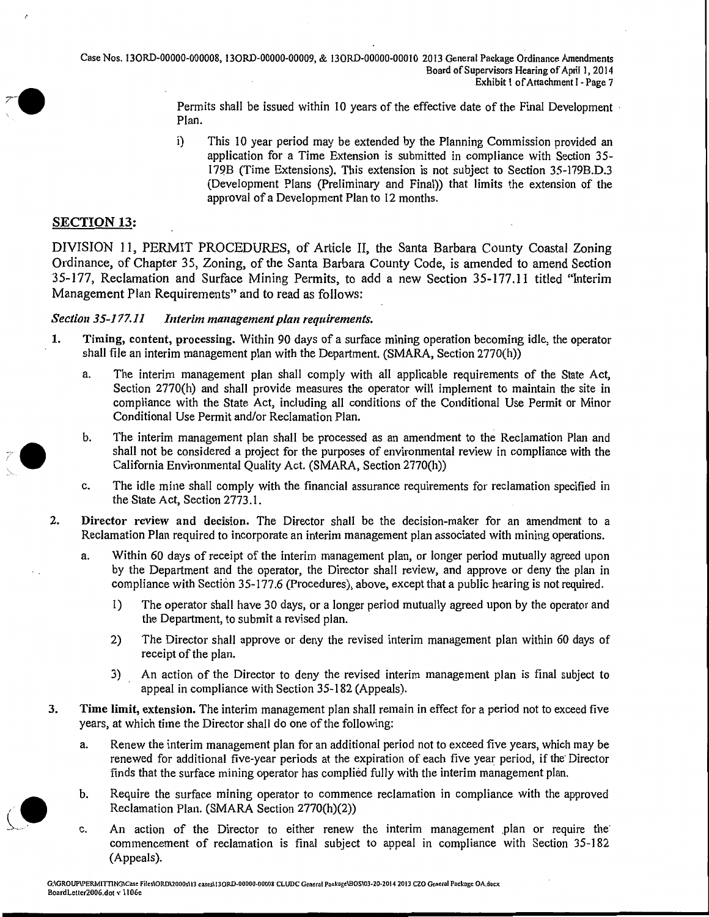Permits shall be issued within 10 years of the effective date of the Final Development Plan.

i) This 10 year period may be extended by the Planning Commission provided an application for a Time Extension is submitted in compliance with Section 35-179B (Time Extensions). This extension is not subject to Section 35-179B.D.3 (Development Plans (Preliminary and Final)) that limits the extension of the approval of a Development Plan to 12 months.

## SECTION 13:

DIVISION 11, PERMIT PROCEDURES, of Article II, the Santa Barbara County Coastal Zoning Ordinance, of Chapter 35, Zoning, of the Santa Barbara County Code, is amended to amend Section 35-177, Reclamation and Surface Mining Permits, to add a new Section 35-177.11 titled "Interim Management Plan Requirements" and to read as follows:

*Section 35-177.11 Interim management plan requirements.*

1. **Timing, content, processing.** Within 90 days of a surface mining operation becoming idle, the operator shall file an interim management plan with the Department. (SMARA, Section 2770(h))

   a. The interim management plan shall comply with all applicable requirements of the State Act, Section 2770(h) and shall provide measures the operator will implement to maintain the site in compliance with the State Act, including all conditions of the Conditional Use Permit or Minor Conditional Use Permit and/or Reclamation Plan.

   b. The interim management plan shall be processed as an amendment to the Reclamation Plan and shall not be considered a project for the purposes of environmental review in compliance with the California Environmental Quality Act. (SMARA, Section 2770(h))

   c. The idle mine shall comply with the financial assurance requirements for reclamation specified in the State Act, Section 2773.1.

2. **Director review and decision.** The Director shall be the decision-maker for an amendment to a Reclamation Plan required to incorporate an interim management plan associated with mining operations.

   a. Within 60 days of receipt of the interim management plan, or longer period mutually agreed upon by the Department and the operator, the Director shall review, and approve or deny the plan in compliance with Section 35-177.6 (Procedures), above, except that a public hearing is not required.

      1) The operator shall have 30 days, or a longer period mutually agreed upon by the operator and the Department, to submit a revised plan.

      2) The Director shall approve or deny the revised interim management plan within 60 days of receipt of the plan.

      3) An action of the Director to deny the revised interim management plan is final subject to appeal in compliance with Section 35-182 (Appeals).

3. **Time limit, extension.** The interim management plan shall remain in effect for a period not to exceed five years, at which time the Director shall do one of the following:

   a. Renew the interim management plan for an additional period not to exceed five years, which may be renewed for additional five-year periods at the expiration of each five year period, if the Director finds that the surface mining operator has complied fully with the interim management plan.

   b. Require the surface mining operator to commence reclamation in compliance with the approved Reclamation Plan. (SMARA Section 2770(h)(2))

   c. An action of the Director to either renew the interim management plan or require the commencement of reclamation is final subject to appeal in compliance with Section 35-182 (Appeals).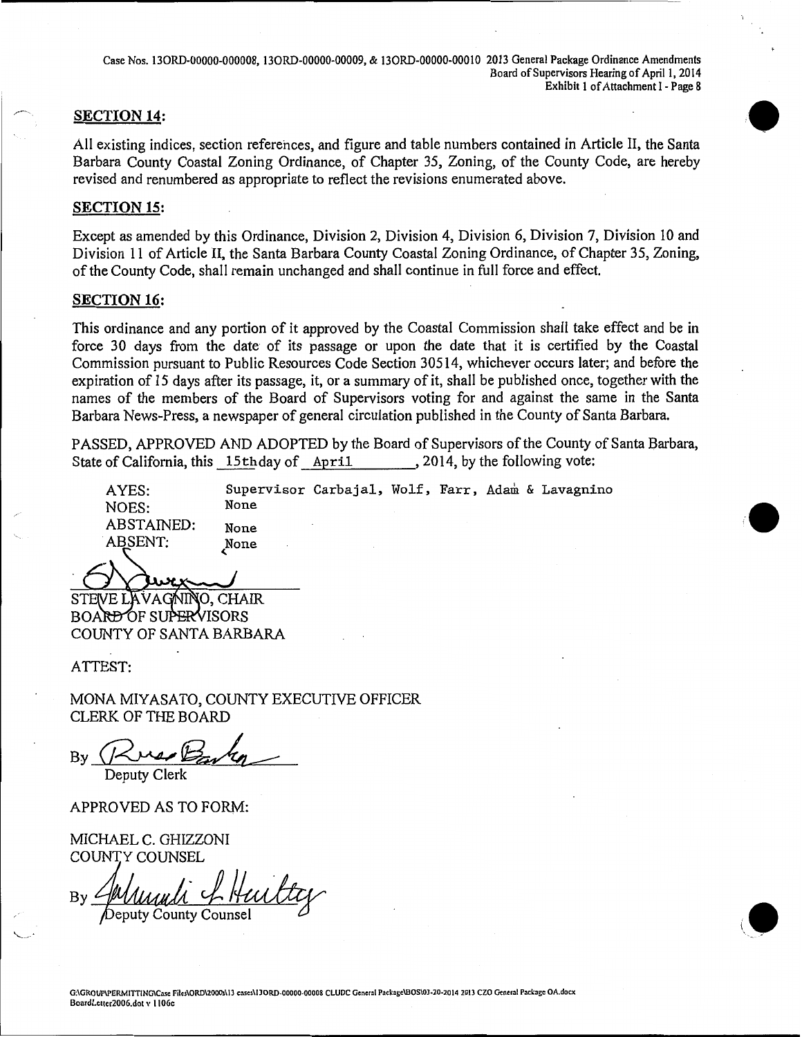## SECTION 14:

All existing indices, section references, and figure and table numbers contained in Article II, the Santa Barbara County Coastal Zoning Ordinance, of Chapter 35, Zoning, of the County Code, are hereby revised and renumbered as appropriate to reflect the revisions enumerated above.

## SECTION 15:

Except as amended by this Ordinance, Division 2, Division 4, Division 6, Division 7, Division 10 and Division 11 of Article II, the Santa Barbara County Coastal Zoning Ordinance, of Chapter 35, Zoning, of the County Code, shall remain unchanged and shall continue in full force and effect.

## SECTION 16:

This ordinance and any portion of it approved by the Coastal Commission shall take effect and be in force 30 days from the date of its passage or upon the date that it is certified by the Coastal Commission pursuant to Public Resources Code Section 30514, whichever occurs later; and before the expiration of 15 days after its passage, it, or a summary of it, shall be published once, together with the names of the members of the Board of Supervisors voting for and against the same in the Santa Barbara News-Press, a newspaper of general circulation published in the County of Santa Barbara.

PASSED, APPROVED AND ADOPTED by the Board of Supervisors of the County of Santa Barbara, State of California, this 15th day of April, 2014, by the following vote:

AYES: Supervisor Carbajal, Wolf, Farr, Adam & Lavagnino
NOES: None
ABSTAINED: None
ABSENT: None

STEVE LAVAGNINO, CHAIR
BOARD OF SUPERVISORS
COUNTY OF SANTA BARBARA

ATTEST:

MONA MIYASATO, COUNTY EXECUTIVE OFFICER
CLERK OF THE BOARD

By ______________________
Deputy Clerk

APPROVED AS TO FORM:

MICHAEL C. GHIZZONI
COUNTY COUNSEL

By ______________________
Deputy County Counsel

G:\GROUP\PERMITTING\Case Files\ORD\2000s\13 cases\13ORD-00000-00008 CLUDC General Package\BOS\03-20-2014 2013 CZO General Package OA.docx
BoardLetter2006.dot v 1106c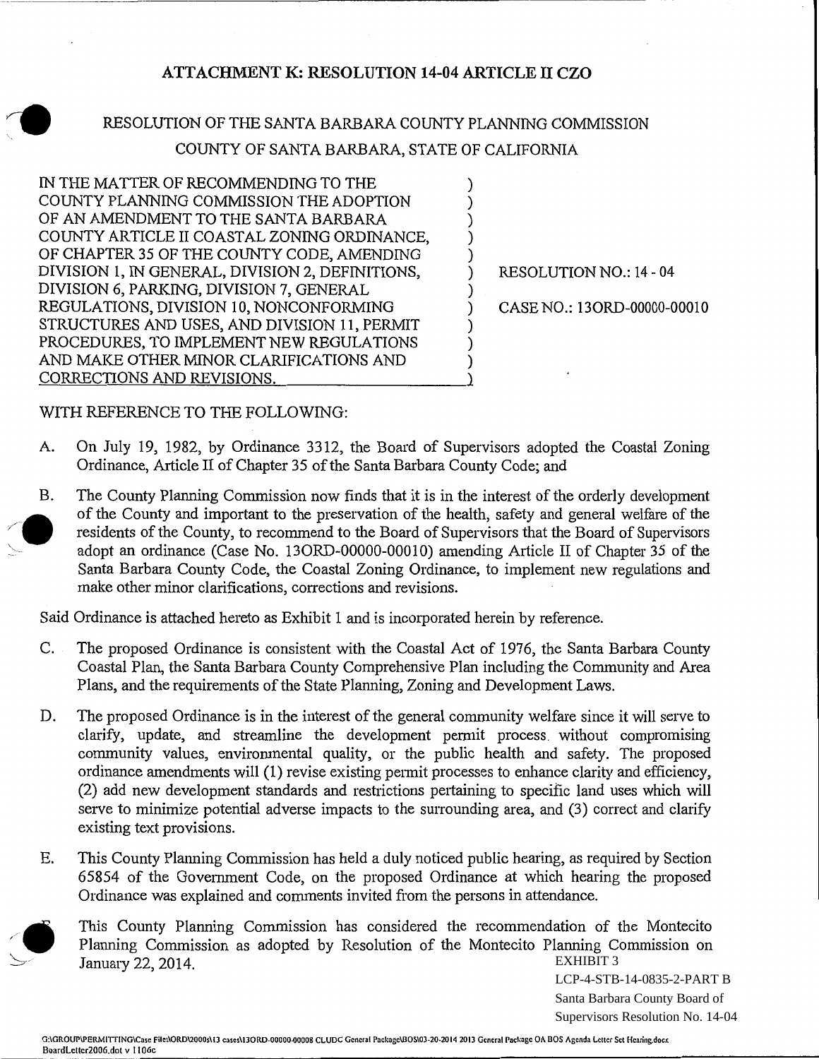# ATTACHMENT K: RESOLUTION 14-04 ARTICLE II CZO

RESOLUTION OF THE SANTA BARBARA COUNTY PLANNING COMMISSION
COUNTY OF SANTA BARBARA, STATE OF CALIFORNIA

| | |
|---|---|
| IN THE MATTER OF RECOMMENDING TO THE COUNTY PLANNING COMMISSION THE ADOPTION OF AN AMENDMENT TO THE SANTA BARBARA COUNTY ARTICLE II COASTAL ZONING ORDINANCE, OF CHAPTER 35 OF THE COUNTY CODE, AMENDING DIVISION 1, IN GENERAL, DIVISION 2, DEFINITIONS, DIVISION 6, PARKING, DIVISION 7, GENERAL REGULATIONS, DIVISION 10, NONCONFORMING STRUCTURES AND USES, AND DIVISION 11, PERMIT PROCEDURES, TO IMPLEMENT NEW REGULATIONS AND MAKE OTHER MINOR CLARIFICATIONS AND CORRECTIONS AND REVISIONS. | RESOLUTION NO.: 14 - 04<br><br>CASE NO.: 13ORD-00000-00010 |

WITH REFERENCE TO THE FOLLOWING:

A. On July 19, 1982, by Ordinance 3312, the Board of Supervisors adopted the Coastal Zoning Ordinance, Article II of Chapter 35 of the Santa Barbara County Code; and

B. The County Planning Commission now finds that it is in the interest of the orderly development of the County and important to the preservation of the health, safety and general welfare of the residents of the County, to recommend to the Board of Supervisors that the Board of Supervisors adopt an ordinance (Case No. 13ORD-00000-00010) amending Article II of Chapter 35 of the Santa Barbara County Code, the Coastal Zoning Ordinance, to implement new regulations and make other minor clarifications, corrections and revisions.

Said Ordinance is attached hereto as Exhibit 1 and is incorporated herein by reference.

C. The proposed Ordinance is consistent with the Coastal Act of 1976, the Santa Barbara County Coastal Plan, the Santa Barbara County Comprehensive Plan including the Community and Area Plans, and the requirements of the State Planning, Zoning and Development Laws.

D. The proposed Ordinance is in the interest of the general community welfare since it will serve to clarify, update, and streamline the development permit process without compromising community values, environmental quality, or the public health and safety. The proposed ordinance amendments will (1) revise existing permit processes to enhance clarity and efficiency, (2) add new development standards and restrictions pertaining to specific land uses which will serve to minimize potential adverse impacts to the surrounding area, and (3) correct and clarify existing text provisions.

E. This County Planning Commission has held a duly noticed public hearing, as required by Section 65854 of the Government Code, on the proposed Ordinance at which hearing the proposed Ordinance was explained and comments invited from the persons in attendance.

F. This County Planning Commission has considered the recommendation of the Montecito Planning Commission as adopted by Resolution of the Montecito Planning Commission on January 22, 2014.

EXHIBIT 3
LCP-4-STB-14-0835-2-PART B
Santa Barbara County Board of
Supervisors Resolution No. 14-04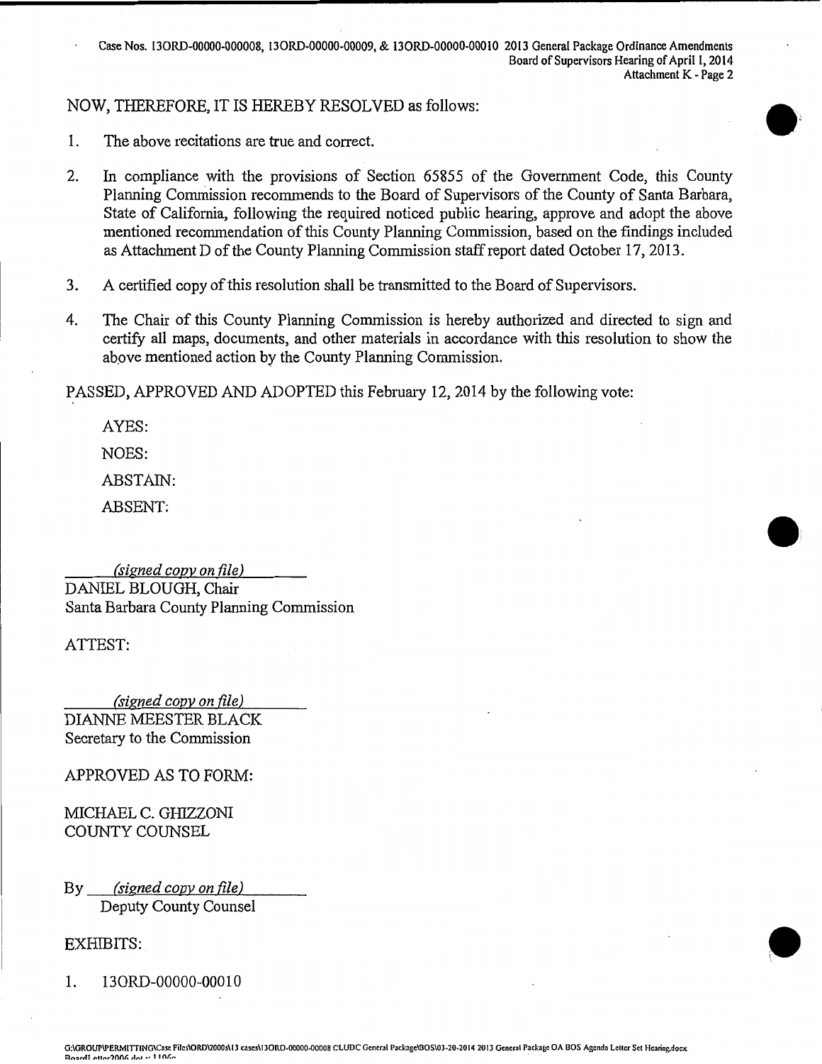NOW, THEREFORE, IT IS HEREBY RESOLVED as follows:

1. The above recitations are true and correct.

2. In compliance with the provisions of Section 65855 of the Government Code, this County Planning Commission recommends to the Board of Supervisors of the County of Santa Barbara, State of California, following the required noticed public hearing, approve and adopt the above mentioned recommendation of this County Planning Commission, based on the findings included as Attachment D of the County Planning Commission staff report dated October 17, 2013.

3. A certified copy of this resolution shall be transmitted to the Board of Supervisors.

4. The Chair of this County Planning Commission is hereby authorized and directed to sign and certify all maps, documents, and other materials in accordance with this resolution to show the above mentioned action by the County Planning Commission.

PASSED, APPROVED AND ADOPTED this February 12, 2014 by the following vote:

AYES:

NOES:

ABSTAIN:

ABSENT:

*(signed copy on file)*
DANIEL BLOUGH, Chair
Santa Barbara County Planning Commission

ATTEST:

*(signed copy on file)*
DIANNE MEESTER BLACK
Secretary to the Commission

APPROVED AS TO FORM:

MICHAEL C. GHIZZONI
COUNTY COUNSEL

By *(signed copy on file)*
Deputy County Counsel

EXHIBITS:

1. 13ORD-00000-00010